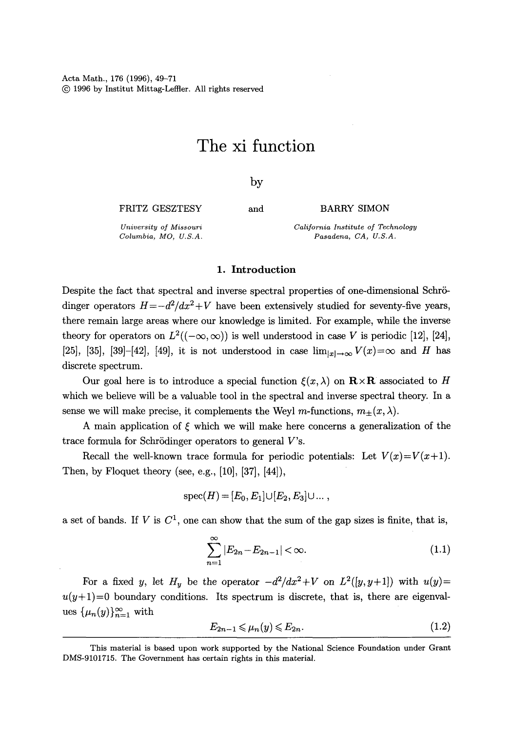# The xi function

by

FRITZ GESZTESY and BARRY SIMON

*University of Missouri*
*Columbia, MO, U.S.A.*

*California Institute of Technology*
*Pasadena, CA, U.S.A.*

## 1. Introduction

Despite the fact that spectral and inverse spectral properties of one-dimensional Schrödinger operators $H=-d^2/dx^2+V$ have been extensively studied for seventy-five years, there remain large areas where our knowledge is limited. For example, while the inverse theory for operators on $L^2((-\infty,\infty))$ is well understood in case $V$ is periodic [12], [24], [25], [35], [39]–[42], [49], it is not understood in case $\lim_{|x|\to\infty} V(x)=\infty$ and $H$ has discrete spectrum.

Our goal here is to introduce a special function $\xi(x,\lambda)$ on $\mathbf{R}\times\mathbf{R}$ associated to $H$ which we believe will be a valuable tool in the spectral and inverse spectral theory. In a sense we will make precise, it complements the Weyl $m$-functions, $m_\pm(x,\lambda)$.

A main application of $\xi$ which we will make here concerns a generalization of the trace formula for Schrödinger operators to general $V$'s.

Recall the well-known trace formula for periodic potentials: Let $V(x)=V(x+1)$. Then, by Floquet theory (see, e.g., [10], [37], [44]),

$$\operatorname{spec}(H)=[E_0,E_1]\cup[E_2,E_3]\cup\ldots,$$

a set of bands. If $V$ is $C^1$, one can show that the sum of the gap sizes is finite, that is,

$$\sum_{n=1}^{\infty}|E_{2n}-E_{2n-1}|<\infty. \tag{1.1}$$

For a fixed $y$, let $H_y$ be the operator $-d^2/dx^2+V$ on $L^2([y,y+1])$ with $u(y)=u(y+1)=0$ boundary conditions. Its spectrum is discrete, that is, there are eigenvalues $\{\mu_n(y)\}_{n=1}^{\infty}$ with

$$E_{2n-1}\leqslant\mu_n(y)\leqslant E_{2n}. \tag{1.2}$$

This material is based upon work supported by the National Science Foundation under Grant DMS-9101715. The Government has certain rights in this material.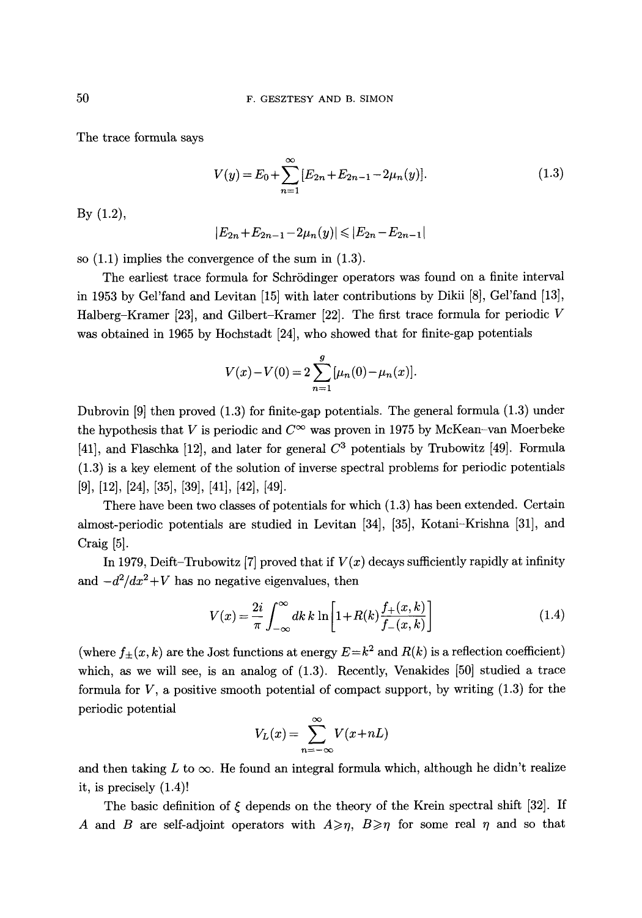The trace formula says

$$V(y) = E_0 + \sum_{n=1}^{\infty} [E_{2n} + E_{2n-1} - 2\mu_n(y)]. \tag{1.3}$$

By (1.2),

$$|E_{2n} + E_{2n-1} - 2\mu_n(y)| \leqslant |E_{2n} - E_{2n-1}|$$

so (1.1) implies the convergence of the sum in (1.3).

The earliest trace formula for Schrödinger operators was found on a finite interval in 1953 by Gel'fand and Levitan [15] with later contributions by Dikii [8], Gel'fand [13], Halberg–Kramer [23], and Gilbert–Kramer [22]. The first trace formula for periodic $V$ was obtained in 1965 by Hochstadt [24], who showed that for finite-gap potentials

$$V(x) - V(0) = 2 \sum_{n=1}^{g} [\mu_n(0) - \mu_n(x)].$$

Dubrovin [9] then proved (1.3) for finite-gap potentials. The general formula (1.3) under the hypothesis that $V$ is periodic and $C^\infty$ was proven in 1975 by McKean–van Moerbeke [41], and Flaschka [12], and later for general $C^3$ potentials by Trubowitz [49]. Formula (1.3) is a key element of the solution of inverse spectral problems for periodic potentials [9], [12], [24], [35], [39], [41], [42], [49].

There have been two classes of potentials for which (1.3) has been extended. Certain almost-periodic potentials are studied in Levitan [34], [35], Kotani–Krishna [31], and Craig [5].

In 1979, Deift–Trubowitz [7] proved that if $V(x)$ decays sufficiently rapidly at infinity and $-d^2/dx^2 + V$ has no negative eigenvalues, then

$$V(x) = \frac{2i}{\pi} \int_{-\infty}^{\infty} dk\, k \ln\left[1 + R(k) \frac{f_+(x,k)}{f_-(x,k)}\right] \tag{1.4}$$

(where $f_\pm(x,k)$ are the Jost functions at energy $E = k^2$ and $R(k)$ is a reflection coefficient) which, as we will see, is an analog of (1.3). Recently, Venakides [50] studied a trace formula for $V$, a positive smooth potential of compact support, by writing (1.3) for the periodic potential

$$V_L(x) = \sum_{n=-\infty}^{\infty} V(x + nL)$$

and then taking $L$ to $\infty$. He found an integral formula which, although he didn't realize it, is precisely (1.4)!

The basic definition of $\xi$ depends on the theory of the Krein spectral shift [32]. If $A$ and $B$ are self-adjoint operators with $A \geqslant \eta$, $B \geqslant \eta$ for some real $\eta$ and so that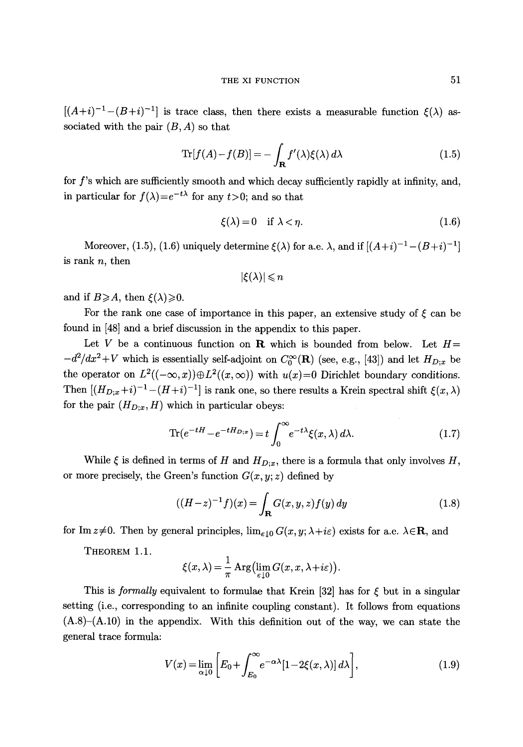$[(A+i)^{-1}-(B+i)^{-1}]$ is trace class, then there exists a measurable function $\xi(\lambda)$ associated with the pair $(B,A)$ so that

$$\operatorname{Tr}[f(A)-f(B)] = -\int_{\mathbf{R}} f'(\lambda)\xi(\lambda)\,d\lambda \tag{1.5}$$

for $f$'s which are sufficiently smooth and which decay sufficiently rapidly at infinity, and, in particular for $f(\lambda)=e^{-t\lambda}$ for any $t>0$; and so that

$$\xi(\lambda)=0 \quad \text{if } \lambda<\eta. \tag{1.6}$$

Moreover, (1.5), (1.6) uniquely determine $\xi(\lambda)$ for a.e. $\lambda$, and if $[(A+i)^{-1}-(B+i)^{-1}]$ is rank $n$, then

$$|\xi(\lambda)|\leqslant n$$

and if $B\geqslant A$, then $\xi(\lambda)\geqslant 0$.

For the rank one case of importance in this paper, an extensive study of $\xi$ can be found in [48] and a brief discussion in the appendix to this paper.

Let $V$ be a continuous function on $\mathbf{R}$ which is bounded from below. Let $H=-d^2/dx^2+V$ which is essentially self-adjoint on $C_0^\infty(\mathbf{R})$ (see, e.g., [43]) and let $H_{D;x}$ be the operator on $L^2((-\infty,x))\oplus L^2((x,\infty))$ with $u(x)=0$ Dirichlet boundary conditions. Then $[(H_{D;x}+i)^{-1}-(H+i)^{-1}]$ is rank one, so there results a Krein spectral shift $\xi(x,\lambda)$ for the pair $(H_{D;x},H)$ which in particular obeys:

$$\operatorname{Tr}(e^{-tH}-e^{-tH_{D;x}}) = t\int_0^\infty e^{-t\lambda}\xi(x,\lambda)\,d\lambda. \tag{1.7}$$

While $\xi$ is defined in terms of $H$ and $H_{D;x}$, there is a formula that only involves $H$, or more precisely, the Green's function $G(x,y;z)$ defined by

$$((H-z)^{-1}f)(x) = \int_{\mathbf{R}} G(x,y,z)f(y)\,dy \tag{1.8}$$

for $\operatorname{Im} z\neq 0$. Then by general principles, $\lim_{\varepsilon\downarrow 0} G(x,y;\lambda+i\varepsilon)$ exists for a.e. $\lambda\in\mathbf{R}$, and

THEOREM 1.1.
$$\xi(x,\lambda)=\frac{1}{\pi}\operatorname{Arg}\bigl(\lim_{\varepsilon\downarrow 0} G(x,x,\lambda+i\varepsilon)\bigr).$$

This is *formally* equivalent to formulae that Krein [32] has for $\xi$ but in a singular setting (i.e., corresponding to an infinite coupling constant). It follows from equations (A.8)–(A.10) in the appendix. With this definition out of the way, we can state the general trace formula:

$$V(x)=\lim_{\alpha\downarrow 0}\left[E_0+\int_{E_0}^\infty e^{-\alpha\lambda}[1-2\xi(x,\lambda)]\,d\lambda\right], \tag{1.9}$$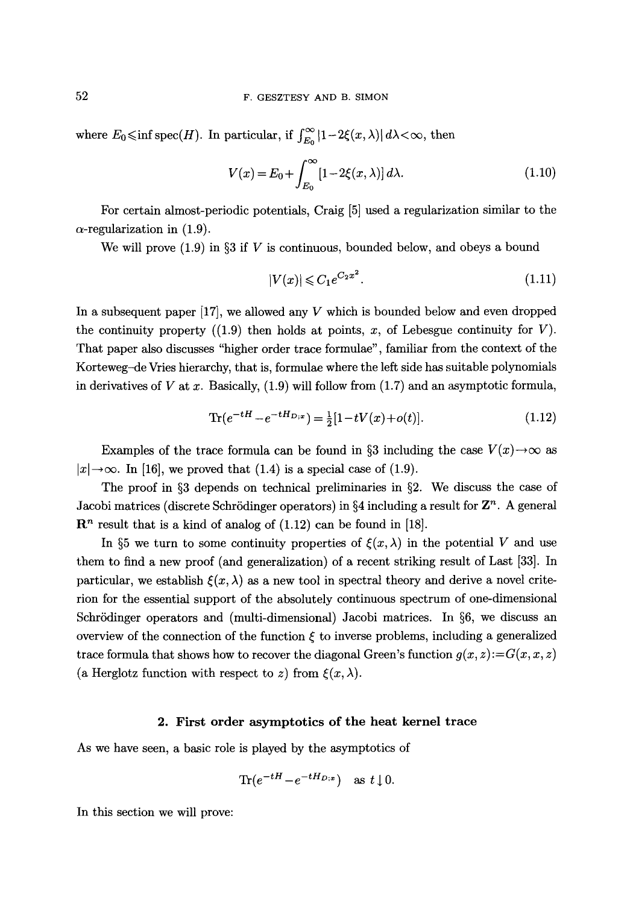where $E_0 \leqslant \inf \operatorname{spec}(H)$. In particular, if $\int_{E_0}^{\infty} |1-2\xi(x,\lambda)|\, d\lambda < \infty$, then

$$V(x) = E_0 + \int_{E_0}^{\infty} [1-2\xi(x,\lambda)]\, d\lambda. \tag{1.10}$$

For certain almost-periodic potentials, Craig [5] used a regularization similar to the $\alpha$-regularization in (1.9).

We will prove (1.9) in §3 if $V$ is continuous, bounded below, and obeys a bound

$$|V(x)| \leqslant C_1 e^{C_2 x^2}. \tag{1.11}$$

In a subsequent paper [17], we allowed any $V$ which is bounded below and even dropped the continuity property ((1.9) then holds at points, $x$, of Lebesgue continuity for $V$). That paper also discusses "higher order trace formulae", familiar from the context of the Korteweg–de Vries hierarchy, that is, formulae where the left side has suitable polynomials in derivatives of $V$ at $x$. Basically, (1.9) will follow from (1.7) and an asymptotic formula,

$$\operatorname{Tr}(e^{-tH} - e^{-tH_{D;x}}) = \tfrac{1}{2}[1 - tV(x) + o(t)]. \tag{1.12}$$

Examples of the trace formula can be found in §3 including the case $V(x) \to \infty$ as $|x| \to \infty$. In [16], we proved that (1.4) is a special case of (1.9).

The proof in §3 depends on technical preliminaries in §2. We discuss the case of Jacobi matrices (discrete Schrödinger operators) in §4 including a result for $\mathbf{Z}^n$. A general $\mathbf{R}^n$ result that is a kind of analog of (1.12) can be found in [18].

In §5 we turn to some continuity properties of $\xi(x,\lambda)$ in the potential $V$ and use them to find a new proof (and generalization) of a recent striking result of Last [33]. In particular, we establish $\xi(x,\lambda)$ as a new tool in spectral theory and derive a novel criterion for the essential support of the absolutely continuous spectrum of one-dimensional Schrödinger operators and (multi-dimensional) Jacobi matrices. In §6, we discuss an overview of the connection of the function $\xi$ to inverse problems, including a generalized trace formula that shows how to recover the diagonal Green's function $g(x,z) := G(x,x,z)$ (a Herglotz function with respect to $z$) from $\xi(x,\lambda)$.

## 2. First order asymptotics of the heat kernel trace

As we have seen, a basic role is played by the asymptotics of

$$\operatorname{Tr}(e^{-tH} - e^{-tH_{D;x}}) \quad \text{as } t \downarrow 0.$$

In this section we will prove: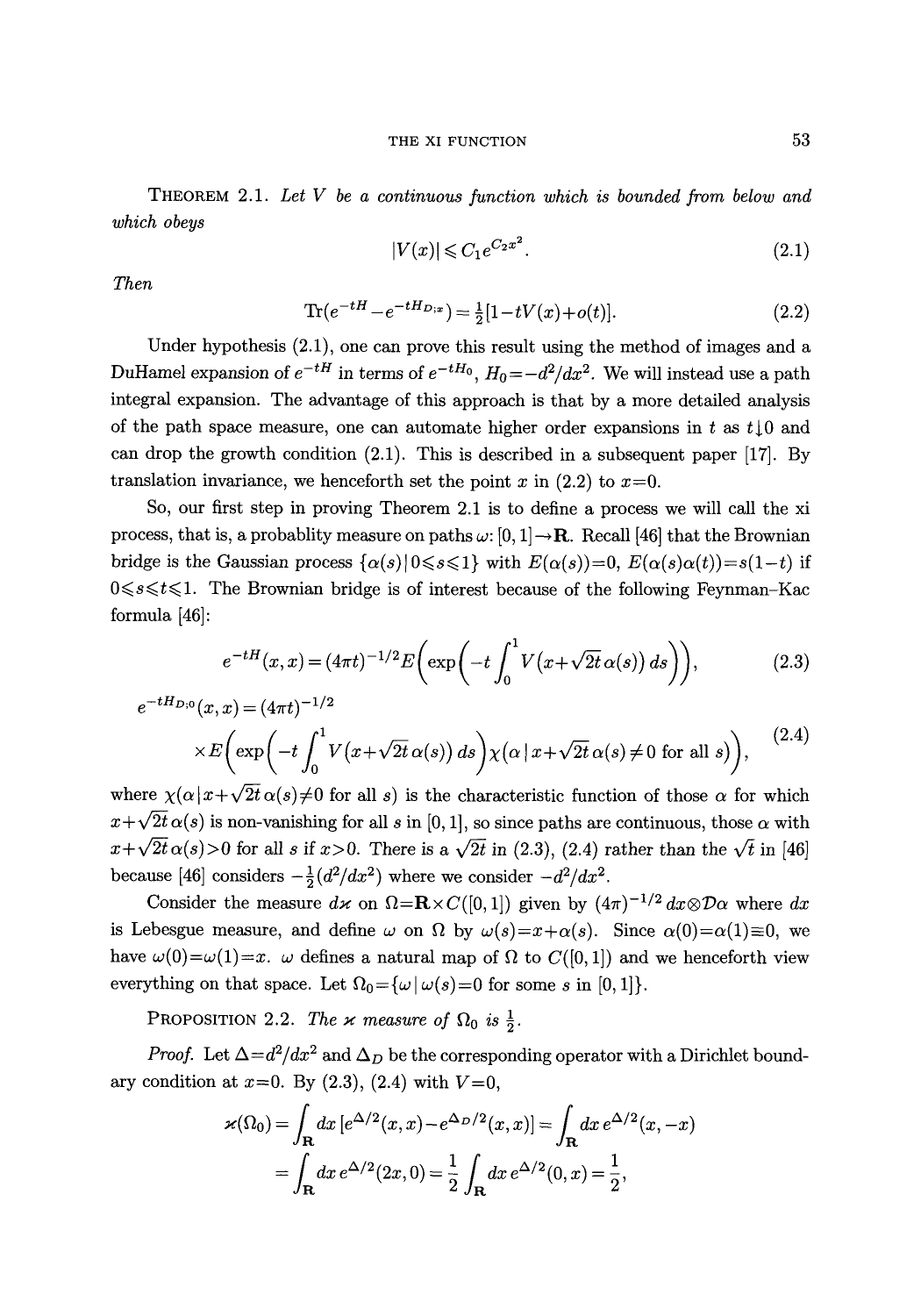**Theorem 2.1.** *Let $V$ be a continuous function which is bounded from below and which obeys*

$$|V(x)| \leqslant C_1 e^{C_2 x^2}. \tag{2.1}$$

*Then*

$$\mathrm{Tr}(e^{-tH} - e^{-tH_{D;x}}) = \tfrac{1}{2}[1 - tV(x) + o(t)]. \tag{2.2}$$

Under hypothesis (2.1), one can prove this result using the method of images and a DuHamel expansion of $e^{-tH}$ in terms of $e^{-tH_0}$, $H_0 = -d^2/dx^2$. We will instead use a path integral expansion. The advantage of this approach is that by a more detailed analysis of the path space measure, one can automate higher order expansions in $t$ as $t \downarrow 0$ and can drop the growth condition (2.1). This is described in a subsequent paper [17]. By translation invariance, we henceforth set the point $x$ in (2.2) to $x=0$.

So, our first step in proving Theorem 2.1 is to define a process we will call the xi process, that is, a probablity measure on paths $\omega$: $[0,1] \to \mathbf{R}$. Recall [46] that the Brownian bridge is the Gaussian process $\{\alpha(s) \mid 0 \leqslant s \leqslant 1\}$ with $E(\alpha(s)) = 0$, $E(\alpha(s)\alpha(t)) = s(1-t)$ if $0 \leqslant s \leqslant t \leqslant 1$. The Brownian bridge is of interest because of the following Feynman–Kac formula [46]:

$$e^{-tH}(x,x) = (4\pi t)^{-1/2} E\left(\exp\left(-t \int_0^1 V\big(x + \sqrt{2t}\,\alpha(s)\big)\, ds\right)\right), \tag{2.3}$$

$$e^{-tH_{D;0}}(x,x) = (4\pi t)^{-1/2} \times E\left(\exp\left(-t \int_0^1 V\big(x + \sqrt{2t}\,\alpha(s)\big)\, ds\right) \chi\big(\alpha \mid x + \sqrt{2t}\,\alpha(s) \neq 0 \text{ for all } s\big)\right), \tag{2.4}$$

where $\chi(\alpha \mid x + \sqrt{2t}\,\alpha(s) \neq 0$ for all $s)$ is the characteristic function of those $\alpha$ for which $x + \sqrt{2t}\,\alpha(s)$ is non-vanishing for all $s$ in $[0,1]$, so since paths are continuous, those $\alpha$ with $x + \sqrt{2t}\,\alpha(s) > 0$ for all $s$ if $x > 0$. There is a $\sqrt{2t}$ in (2.3), (2.4) rather than the $\sqrt{t}$ in [46] because [46] considers $-\frac{1}{2}(d^2/dx^2)$ where we consider $-d^2/dx^2$.

Consider the measure $d\varkappa$ on $\Omega = \mathbf{R} \times C([0,1])$ given by $(4\pi)^{-1/2}\, dx \otimes \mathcal{D}\alpha$ where $dx$ is Lebesgue measure, and define $\omega$ on $\Omega$ by $\omega(s) = x + \alpha(s)$. Since $\alpha(0) = \alpha(1) \equiv 0$, we have $\omega(0) = \omega(1) = x$. $\omega$ defines a natural map of $\Omega$ to $C([0,1])$ and we henceforth view everything on that space. Let $\Omega_0 = \{\omega \mid \omega(s) = 0$ for some $s$ in $[0,1]\}$.

**Proposition 2.2.** *The $\varkappa$ measure of $\Omega_0$ is $\frac{1}{2}$.*

*Proof.* Let $\Delta = d^2/dx^2$ and $\Delta_D$ be the corresponding operator with a Dirichlet boundary condition at $x=0$. By (2.3), (2.4) with $V=0$,

$$\begin{aligned}
\varkappa(\Omega_0) &= \int_{\mathbf{R}} dx\, [e^{\Delta/2}(x,x) - e^{\Delta_D/2}(x,x)] = \int_{\mathbf{R}} dx\, e^{\Delta/2}(x,-x) \\
&= \int_{\mathbf{R}} dx\, e^{\Delta/2}(2x,0) = \frac{1}{2}\int_{\mathbf{R}} dx\, e^{\Delta/2}(0,x) = \frac{1}{2},
\end{aligned}$$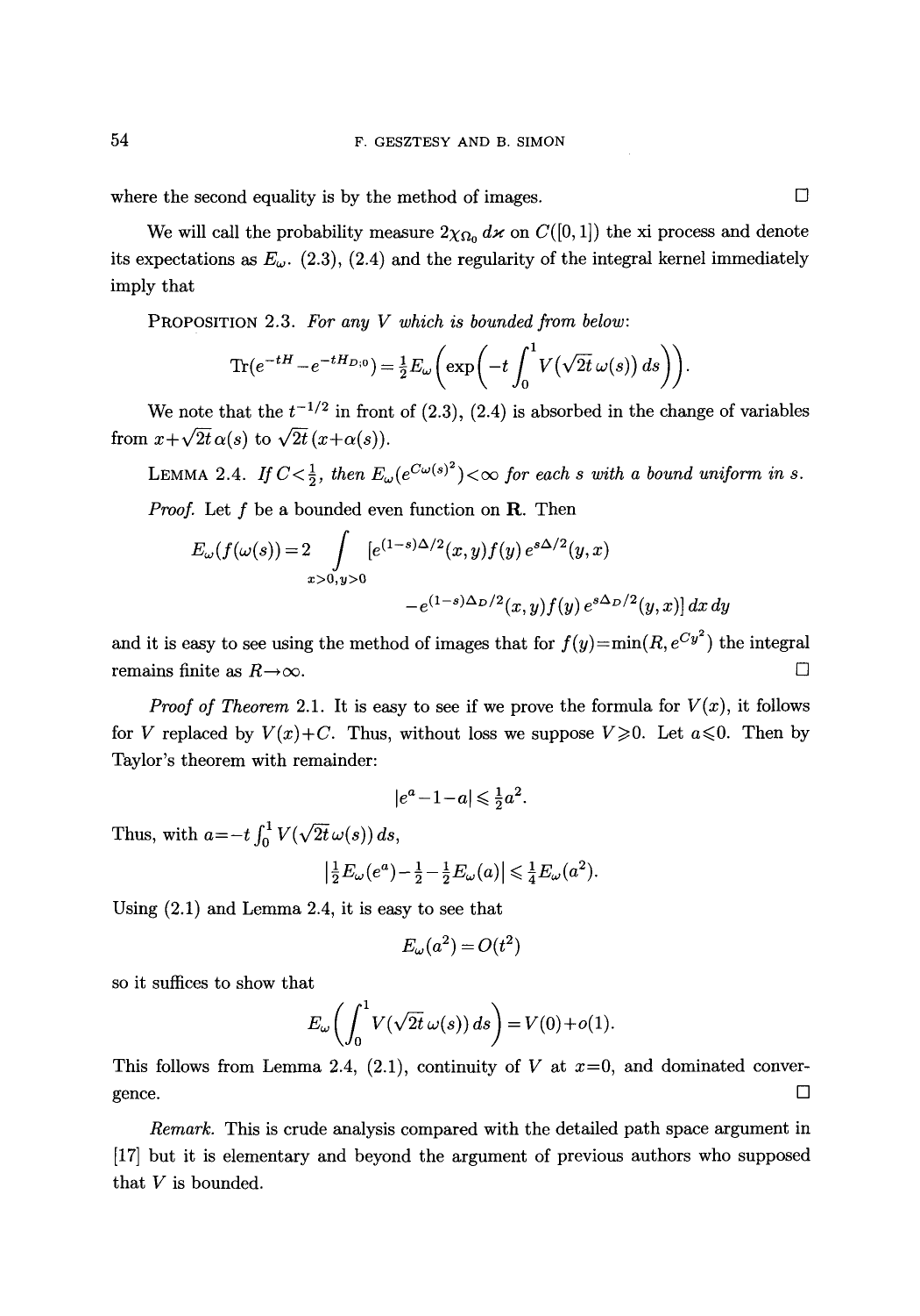where the second equality is by the method of images. $\square$

We will call the probability measure $2\chi_{\Omega_0}\, d\varkappa$ on $C([0,1])$ the xi process and denote its expectations as $E_\omega$. (2.3), (2.4) and the regularity of the integral kernel immediately imply that

PROPOSITION 2.3. *For any $V$ which is bounded from below:*

$$\operatorname{Tr}(e^{-tH}-e^{-tH_{D;0}})=\tfrac{1}{2}E_\omega\left(\exp\left(-t\int_0^1 V(\sqrt{2t}\,\omega(s))\,ds\right)\right).$$

We note that the $t^{-1/2}$ in front of (2.3), (2.4) is absorbed in the change of variables from $x+\sqrt{2t}\,\alpha(s)$ to $\sqrt{2t}\,(x+\alpha(s))$.

LEMMA 2.4. *If $C<\frac{1}{2}$, then $E_\omega(e^{C\omega(s)^2})<\infty$ for each $s$ with a bound uniform in $s$.*

*Proof.* Let $f$ be a bounded even function on $\mathbf{R}$. Then

$$E_\omega(f(\omega(s))=2\int_{x>0,y>0}[e^{(1-s)\Delta/2}(x,y)f(y)\,e^{s\Delta/2}(y,x)$$
$$-e^{(1-s)\Delta_D/2}(x,y)f(y)\,e^{s\Delta_D/2}(y,x)]\,dx\,dy$$

and it is easy to see using the method of images that for $f(y)=\min(R,e^{Cy^2})$ the integral remains finite as $R\to\infty$. $\square$

*Proof of Theorem* 2.1. It is easy to see if we prove the formula for $V(x)$, it follows for $V$ replaced by $V(x)+C$. Thus, without loss we suppose $V\geqslant 0$. Let $a\leqslant 0$. Then by Taylor's theorem with remainder:

$$|e^a-1-a|\leqslant \tfrac{1}{2}a^2.$$

Thus, with $a=-t\int_0^1 V(\sqrt{2t}\,\omega(s))\,ds$,

$$\left|\tfrac{1}{2}E_\omega(e^a)-\tfrac{1}{2}-\tfrac{1}{2}E_\omega(a)\right|\leqslant\tfrac{1}{4}E_\omega(a^2).$$

Using (2.1) and Lemma 2.4, it is easy to see that

$$E_\omega(a^2)=O(t^2)$$

so it suffices to show that

$$E_\omega\left(\int_0^1 V(\sqrt{2t}\,\omega(s))\,ds\right)=V(0)+o(1).$$

This follows from Lemma 2.4, (2.1), continuity of $V$ at $x=0$, and dominated convergence. $\square$

*Remark.* This is crude analysis compared with the detailed path space argument in [17] but it is elementary and beyond the argument of previous authors who supposed that $V$ is bounded.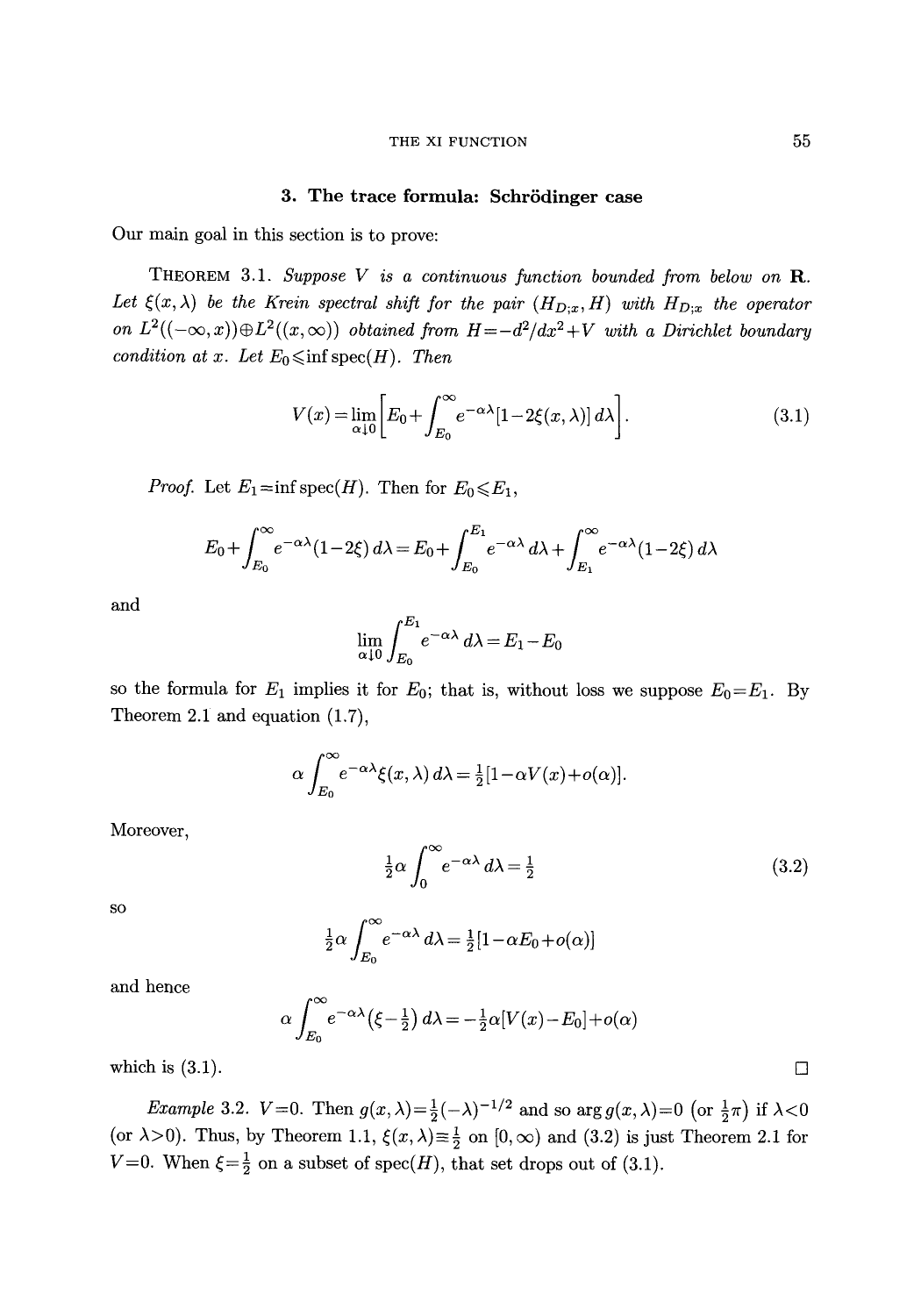## 3. The trace formula: Schrödinger case

Our main goal in this section is to prove:

THEOREM 3.1. *Suppose $V$ is a continuous function bounded from below on* $\mathbf{R}$. *Let $\xi(x,\lambda)$ be the Krein spectral shift for the pair $(H_{D;x},H)$ with $H_{D;x}$ the operator on $L^2((-\infty,x))\oplus L^2((x,\infty))$ obtained from $H=-d^2/dx^2+V$ with a Dirichlet boundary condition at $x$. Let $E_0\leqslant\inf\operatorname{spec}(H)$. Then*

$$V(x)=\lim_{\alpha\downarrow 0}\left[E_0+\int_{E_0}^{\infty}e^{-\alpha\lambda}[1-2\xi(x,\lambda)]\,d\lambda\right]. \tag{3.1}$$

*Proof.* Let $E_1=\inf\operatorname{spec}(H)$. Then for $E_0\leqslant E_1$,

$$E_0+\int_{E_0}^{\infty}e^{-\alpha\lambda}(1-2\xi)\,d\lambda=E_0+\int_{E_0}^{E_1}e^{-\alpha\lambda}\,d\lambda+\int_{E_1}^{\infty}e^{-\alpha\lambda}(1-2\xi)\,d\lambda$$

and

$$\lim_{\alpha\downarrow 0}\int_{E_0}^{E_1}e^{-\alpha\lambda}\,d\lambda=E_1-E_0$$

so the formula for $E_1$ implies it for $E_0$; that is, without loss we suppose $E_0=E_1$. By Theorem 2.1 and equation (1.7),

$$\alpha\int_{E_0}^{\infty}e^{-\alpha\lambda}\xi(x,\lambda)\,d\lambda=\tfrac{1}{2}[1-\alpha V(x)+o(\alpha)].$$

Moreover,

$$\tfrac{1}{2}\alpha\int_{0}^{\infty}e^{-\alpha\lambda}\,d\lambda=\tfrac{1}{2} \tag{3.2}$$

so

$$\tfrac{1}{2}\alpha\int_{E_0}^{\infty}e^{-\alpha\lambda}\,d\lambda=\tfrac{1}{2}[1-\alpha E_0+o(\alpha)]$$

and hence

$$\alpha\int_{E_0}^{\infty}e^{-\alpha\lambda}\left(\xi-\tfrac{1}{2}\right)d\lambda=-\tfrac{1}{2}\alpha[V(x)-E_0]+o(\alpha)$$

which is (3.1). □

*Example* 3.2. $V=0$. Then $g(x,\lambda)=\frac{1}{2}(-\lambda)^{-1/2}$ and so $\arg g(x,\lambda)=0$ $\left(\text{or } \frac{1}{2}\pi\right)$ if $\lambda<0$ (or $\lambda>0$). Thus, by Theorem 1.1, $\xi(x,\lambda)\equiv\frac{1}{2}$ on $[0,\infty)$ and (3.2) is just Theorem 2.1 for $V=0$. When $\xi=\frac{1}{2}$ on a subset of $\operatorname{spec}(H)$, that set drops out of (3.1).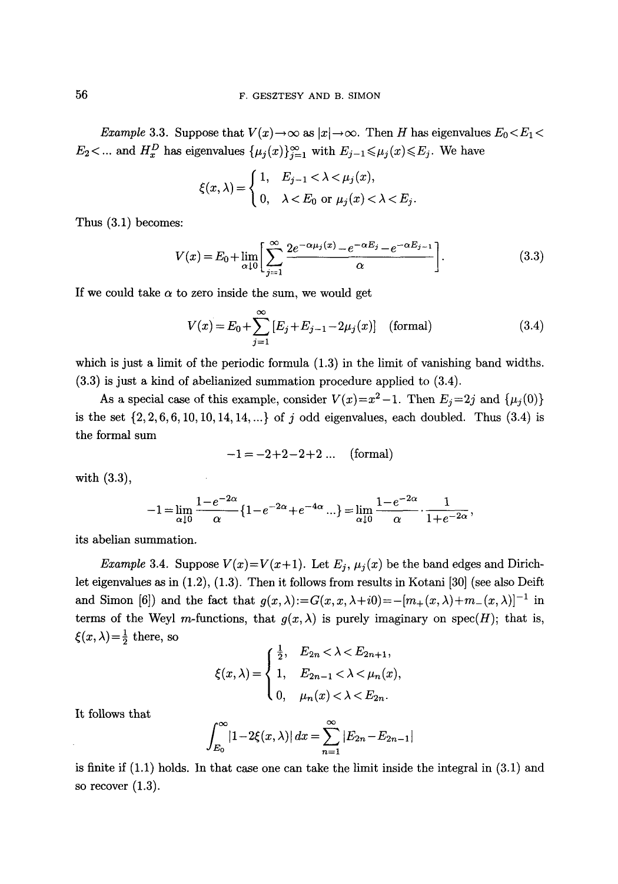*Example* 3.3. Suppose that $V(x)\to\infty$ as $|x|\to\infty$. Then $H$ has eigenvalues $E_0<E_1<E_2<\dots$ and $H_x^D$ has eigenvalues $\{\mu_j(x)\}_{j=1}^{\infty}$ with $E_{j-1}\leqslant\mu_j(x)\leqslant E_j$. We have

$$\xi(x,\lambda)=\begin{cases}1, & E_{j-1}<\lambda<\mu_j(x),\\ 0, & \lambda<E_0 \text{ or } \mu_j(x)<\lambda<E_j.\end{cases}$$

Thus (3.1) becomes:

$$V(x)=E_0+\lim_{\alpha\downarrow 0}\left[\sum_{j=1}^{\infty}\frac{2e^{-\alpha\mu_j(x)}-e^{-\alpha E_j}-e^{-\alpha E_{j-1}}}{\alpha}\right]. \tag{3.3}$$

If we could take $\alpha$ to zero inside the sum, we would get

$$V(x)=E_0+\sum_{j=1}^{\infty}[E_j+E_{j-1}-2\mu_j(x)] \quad \text{(formal)} \tag{3.4}$$

which is just a limit of the periodic formula (1.3) in the limit of vanishing band widths. (3.3) is just a kind of abelianized summation procedure applied to (3.4).

As a special case of this example, consider $V(x)=x^2-1$. Then $E_j=2j$ and $\{\mu_j(0)\}$ is the set $\{2,2,6,6,10,10,14,14,\dots\}$ of $j$ odd eigenvalues, each doubled. Thus (3.4) is the formal sum

$$-1=-2+2-2+2\dots \quad \text{(formal)}$$

with (3.3),

$$-1=\lim_{\alpha\downarrow 0}\frac{1-e^{-2\alpha}}{\alpha}\{1-e^{-2\alpha}+e^{-4\alpha}\dots\}=\lim_{\alpha\downarrow 0}\frac{1-e^{-2\alpha}}{\alpha}\cdot\frac{1}{1+e^{-2\alpha}},$$

its abelian summation.

*Example* 3.4. Suppose $V(x)=V(x+1)$. Let $E_j$, $\mu_j(x)$ be the band edges and Dirichlet eigenvalues as in (1.2), (1.3). Then it follows from results in Kotani [30] (see also Deift and Simon [6]) and the fact that $g(x,\lambda):=G(x,x,\lambda+i0)=-[m_+(x,\lambda)+m_-(x,\lambda)]^{-1}$ in terms of the Weyl $m$-functions, that $g(x,\lambda)$ is purely imaginary on spec$(H)$; that is, $\xi(x,\lambda)=\frac{1}{2}$ there, so

$$\xi(x,\lambda)=\begin{cases}\frac{1}{2}, & E_{2n}<\lambda<E_{2n+1},\\ 1, & E_{2n-1}<\lambda<\mu_n(x),\\ 0, & \mu_n(x)<\lambda<E_{2n}.\end{cases}$$

It follows that

$$\int_{E_0}^{\infty}|1-2\xi(x,\lambda)|\,dx=\sum_{n=1}^{\infty}|E_{2n}-E_{2n-1}|$$

is finite if (1.1) holds. In that case one can take the limit inside the integral in (3.1) and so recover (1.3).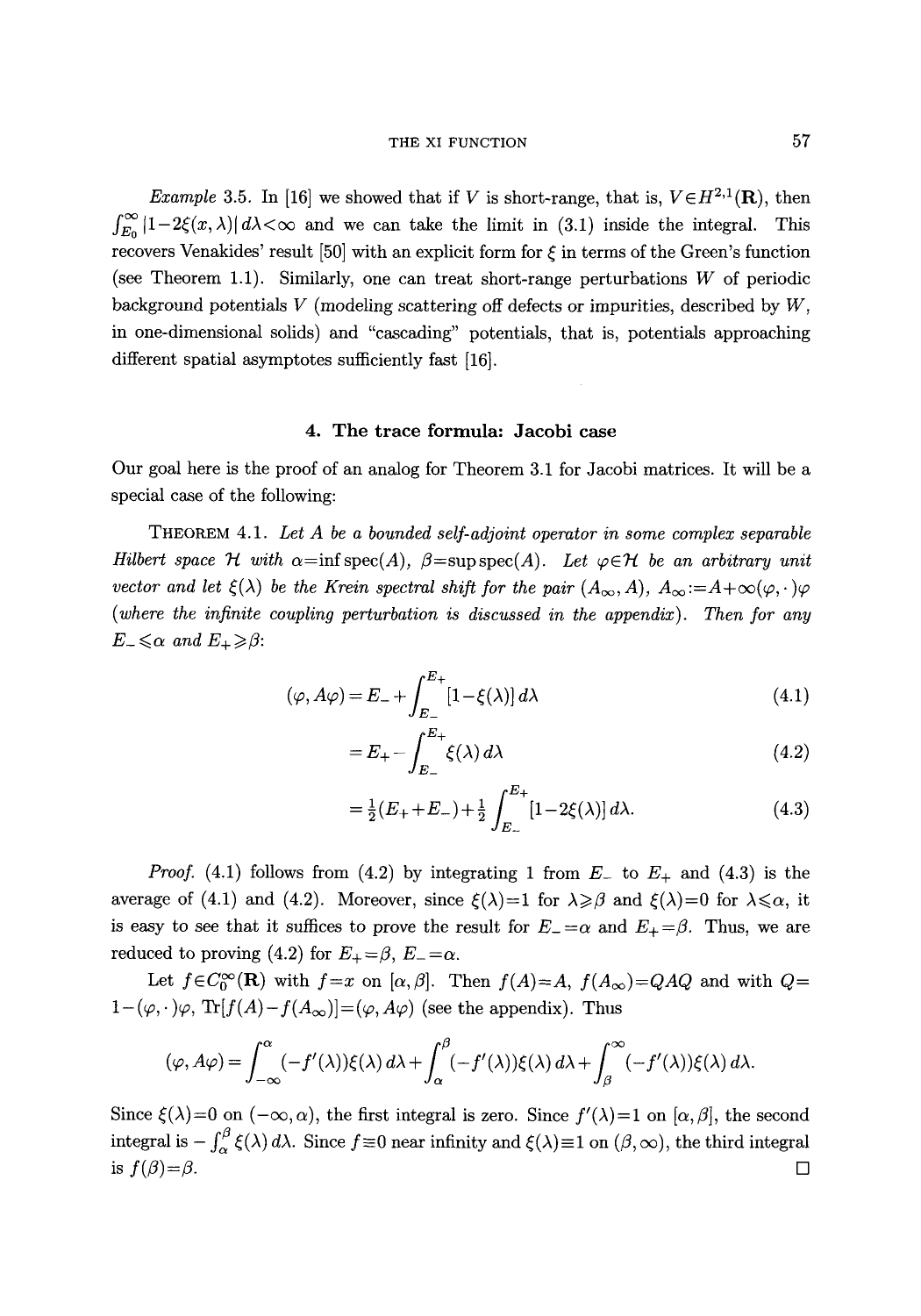*Example* 3.5. In [16] we showed that if $V$ is short-range, that is, $V \in H^{2,1}(\mathbf{R})$, then $\int_{E_0}^{\infty} |1-2\xi(x,\lambda)|\, d\lambda < \infty$ and we can take the limit in (3.1) inside the integral. This recovers Venakides' result [50] with an explicit form for $\xi$ in terms of the Green's function (see Theorem 1.1). Similarly, one can treat short-range perturbations $W$ of periodic background potentials $V$ (modeling scattering off defects or impurities, described by $W$, in one-dimensional solids) and "cascading" potentials, that is, potentials approaching different spatial asymptotes sufficiently fast [16].

## 4. The trace formula: Jacobi case

Our goal here is the proof of an analog for Theorem 3.1 for Jacobi matrices. It will be a special case of the following:

THEOREM 4.1. *Let $A$ be a bounded self-adjoint operator in some complex separable Hilbert space $\mathcal{H}$ with $\alpha = \inf \operatorname{spec}(A)$, $\beta = \sup \operatorname{spec}(A)$. Let $\varphi \in \mathcal{H}$ be an arbitrary unit vector and let $\xi(\lambda)$ be the Krein spectral shift for the pair $(A_\infty, A)$, $A_\infty := A + \infty(\varphi, \cdot)\varphi$ (where the infinite coupling perturbation is discussed in the appendix). Then for any $E_- \leqslant \alpha$ and $E_+ \geqslant \beta$:*

$$(\varphi, A\varphi) = E_- + \int_{E_-}^{E_+} [1 - \xi(\lambda)]\, d\lambda \tag{4.1}$$

$$= E_+ - \int_{E_-}^{E_+} \xi(\lambda)\, d\lambda \tag{4.2}$$

$$= \tfrac{1}{2}(E_+ + E_-) + \tfrac{1}{2} \int_{E_-}^{E_+} [1 - 2\xi(\lambda)]\, d\lambda. \tag{4.3}$$

*Proof.* (4.1) follows from (4.2) by integrating 1 from $E_-$ to $E_+$ and (4.3) is the average of (4.1) and (4.2). Moreover, since $\xi(\lambda) = 1$ for $\lambda \geqslant \beta$ and $\xi(\lambda) = 0$ for $\lambda \leqslant \alpha$, it is easy to see that it suffices to prove the result for $E_- = \alpha$ and $E_+ = \beta$. Thus, we are reduced to proving (4.2) for $E_+ = \beta$, $E_- = \alpha$.

Let $f \in C_0^\infty(\mathbf{R})$ with $f = x$ on $[\alpha, \beta]$. Then $f(A) = A$, $f(A_\infty) = QAQ$ and with $Q = 1 - (\varphi, \cdot)\varphi$, $\operatorname{Tr}[f(A) - f(A_\infty)] = (\varphi, A\varphi)$ (see the appendix). Thus

$$(\varphi, A\varphi) = \int_{-\infty}^{\alpha} (-f'(\lambda))\xi(\lambda)\, d\lambda + \int_{\alpha}^{\beta} (-f'(\lambda))\xi(\lambda)\, d\lambda + \int_{\beta}^{\infty} (-f'(\lambda))\xi(\lambda)\, d\lambda.$$

Since $\xi(\lambda) = 0$ on $(-\infty, \alpha)$, the first integral is zero. Since $f'(\lambda) = 1$ on $[\alpha, \beta]$, the second integral is $-\int_\alpha^\beta \xi(\lambda)\, d\lambda$. Since $f \equiv 0$ near infinity and $\xi(\lambda) \equiv 1$ on $(\beta, \infty)$, the third integral is $f(\beta) = \beta$. $\square$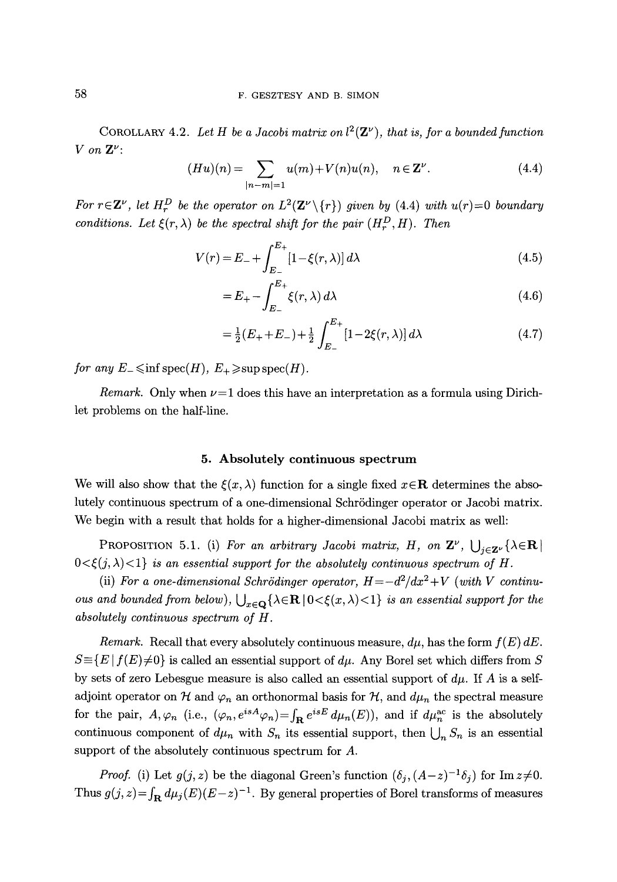COROLLARY 4.2. *Let $H$ be a Jacobi matrix on $l^2(\mathbf{Z}^\nu)$, that is, for a bounded function $V$ on $\mathbf{Z}^\nu$:*

$$(Hu)(n) = \sum_{|n-m|=1} u(m) + V(n)u(n), \quad n \in \mathbf{Z}^\nu. \tag{4.4}$$

*For $r \in \mathbf{Z}^\nu$, let $H_r^D$ be the operator on $L^2(\mathbf{Z}^\nu \setminus \{r\})$ given by (4.4) with $u(r)=0$ boundary conditions. Let $\xi(r,\lambda)$ be the spectral shift for the pair $(H_r^D, H)$. Then*

$$V(r) = E_- + \int_{E_-}^{E_+} [1 - \xi(r,\lambda)]\, d\lambda \tag{4.5}$$

$$= E_+ - \int_{E_-}^{E_+} \xi(r,\lambda)\, d\lambda \tag{4.6}$$

$$= \tfrac{1}{2}(E_+ + E_-) + \tfrac{1}{2} \int_{E_-}^{E_+} [1 - 2\xi(r,\lambda)]\, d\lambda \tag{4.7}$$

*for any $E_- \leqslant \inf \operatorname{spec}(H)$, $E_+ \geqslant \sup \operatorname{spec}(H)$.*

*Remark.* Only when $\nu = 1$ does this have an interpretation as a formula using Dirichlet problems on the half-line.

## 5. Absolutely continuous spectrum

We will also show that the $\xi(x,\lambda)$ function for a single fixed $x \in \mathbf{R}$ determines the absolutely continuous spectrum of a one-dimensional Schrödinger operator or Jacobi matrix. We begin with a result that holds for a higher-dimensional Jacobi matrix as well:

PROPOSITION 5.1. (i) *For an arbitrary Jacobi matrix, $H$, on $\mathbf{Z}^\nu$, $\bigcup_{j \in \mathbf{Z}^\nu} \{\lambda \in \mathbf{R} \mid 0 < \xi(j,\lambda) < 1\}$ is an essential support for the absolutely continuous spectrum of $H$.*

(ii) *For a one-dimensional Schrödinger operator, $H = -d^2/dx^2 + V$ (with $V$ continuous and bounded from below), $\bigcup_{x \in \mathbf{Q}} \{\lambda \in \mathbf{R} \mid 0 < \xi(x,\lambda) < 1\}$ is an essential support for the absolutely continuous spectrum of $H$.*

*Remark.* Recall that every absolutely continuous measure, $d\mu$, has the form $f(E)\, dE$. $S \equiv \{E \mid f(E) \neq 0\}$ is called an essential support of $d\mu$. Any Borel set which differs from $S$ by sets of zero Lebesgue measure is also called an essential support of $d\mu$. If $A$ is a self-adjoint operator on $\mathcal{H}$ and $\varphi_n$ an orthonormal basis for $\mathcal{H}$, and $d\mu_n$ the spectral measure for the pair, $A, \varphi_n$ (i.e., $(\varphi_n, e^{isA}\varphi_n) = \int_{\mathbf{R}} e^{isE}\, d\mu_n(E)$), and if $d\mu_n^{\mathrm{ac}}$ is the absolutely continuous component of $d\mu_n$ with $S_n$ its essential support, then $\bigcup_n S_n$ is an essential support of the absolutely continuous spectrum for $A$.

*Proof.* (i) Let $g(j,z)$ be the diagonal Green's function $(\delta_j, (A-z)^{-1}\delta_j)$ for $\operatorname{Im} z \neq 0$. Thus $g(j,z) = \int_{\mathbf{R}} d\mu_j(E)(E-z)^{-1}$. By general properties of Borel transforms of measures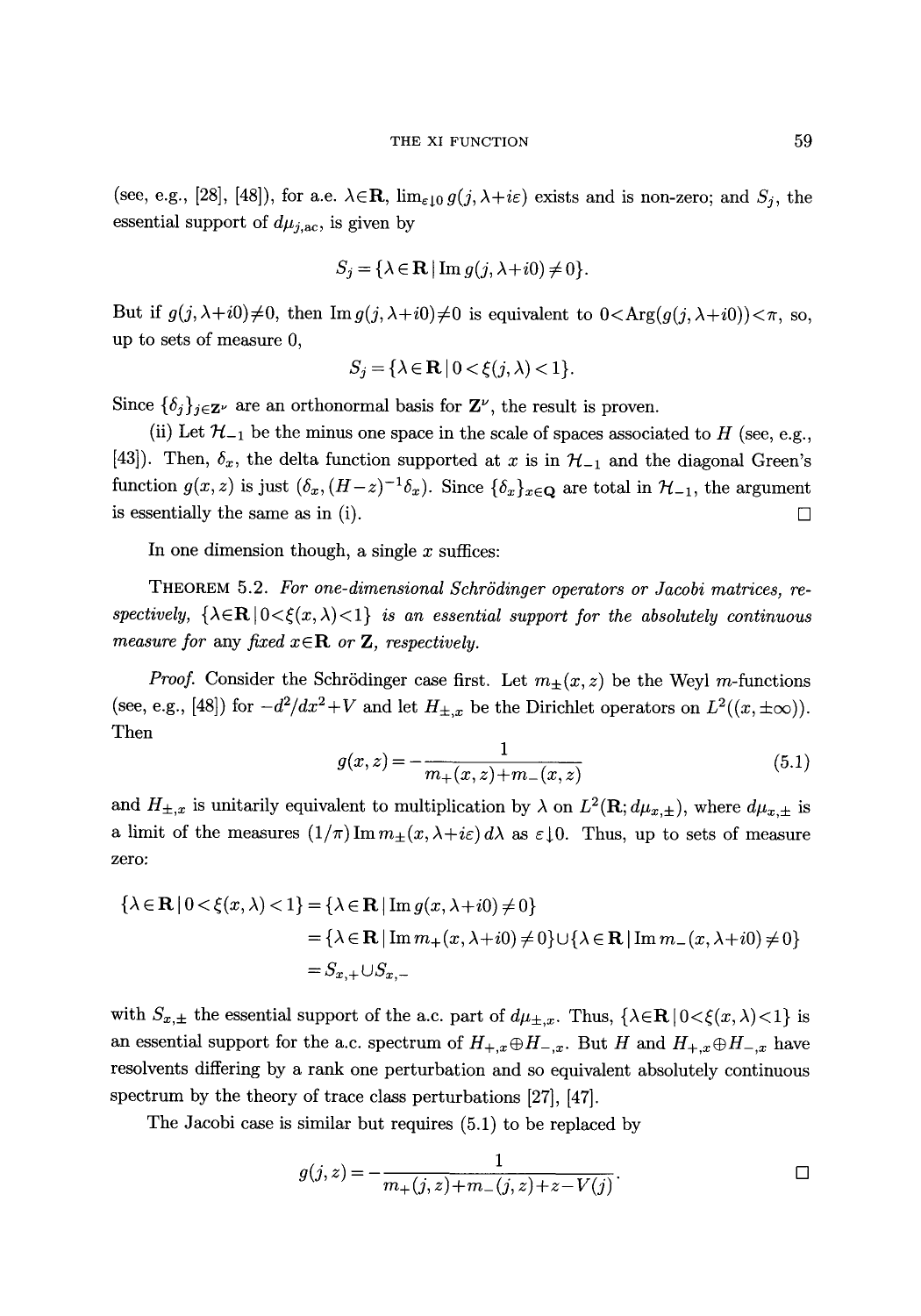(see, e.g., [28], [48]), for a.e. $\lambda \in \mathbf{R}$, $\lim_{\varepsilon \downarrow 0} g(j, \lambda + i\varepsilon)$ exists and is non-zero; and $S_j$, the essential support of $d\mu_{j,\text{ac}}$, is given by

$$S_j = \{\lambda \in \mathbf{R} \mid \operatorname{Im} g(j, \lambda + i0) \neq 0\}.$$

But if $g(j, \lambda + i0) \neq 0$, then $\operatorname{Im} g(j, \lambda + i0) \neq 0$ is equivalent to $0 < \operatorname{Arg}(g(j, \lambda + i0)) < \pi$, so, up to sets of measure 0,

$$S_j = \{\lambda \in \mathbf{R} \mid 0 < \xi(j, \lambda) < 1\}.$$

Since $\{\delta_j\}_{j \in \mathbf{Z}^\nu}$ are an orthonormal basis for $\mathbf{Z}^\nu$, the result is proven.

(ii) Let $\mathcal{H}_{-1}$ be the minus one space in the scale of spaces associated to $H$ (see, e.g., [43]). Then, $\delta_x$, the delta function supported at $x$ is in $\mathcal{H}_{-1}$ and the diagonal Green's function $g(x, z)$ is just $(\delta_x, (H - z)^{-1} \delta_x)$. Since $\{\delta_x\}_{x \in \mathbf{Q}}$ are total in $\mathcal{H}_{-1}$, the argument is essentially the same as in (i). $\square$

In one dimension though, a single $x$ suffices:

**Theorem 5.2.** *For one-dimensional Schrödinger operators or Jacobi matrices, respectively, $\{\lambda \in \mathbf{R} \mid 0 < \xi(x, \lambda) < 1\}$ is an essential support for the absolutely continuous measure for* any *fixed $x \in \mathbf{R}$ or $\mathbf{Z}$, respectively.*

*Proof.* Consider the Schrödinger case first. Let $m_\pm(x, z)$ be the Weyl $m$-functions (see, e.g., [48]) for $-d^2/dx^2 + V$ and let $H_{\pm,x}$ be the Dirichlet operators on $L^2((x, \pm\infty))$. Then

$$g(x, z) = -\frac{1}{m_+(x, z) + m_-(x, z)} \tag{5.1}$$

and $H_{\pm,x}$ is unitarily equivalent to multiplication by $\lambda$ on $L^2(\mathbf{R}; d\mu_{x,\pm})$, where $d\mu_{x,\pm}$ is a limit of the measures $(1/\pi) \operatorname{Im} m_\pm(x, \lambda + i\varepsilon)\, d\lambda$ as $\varepsilon \downarrow 0$. Thus, up to sets of measure zero:

$$\begin{aligned}
\{\lambda \in \mathbf{R} \mid 0 < \xi(x, \lambda) < 1\} &= \{\lambda \in \mathbf{R} \mid \operatorname{Im} g(x, \lambda + i0) \neq 0\} \\
&= \{\lambda \in \mathbf{R} \mid \operatorname{Im} m_+(x, \lambda + i0) \neq 0\} \cup \{\lambda \in \mathbf{R} \mid \operatorname{Im} m_-(x, \lambda + i0) \neq 0\} \\
&= S_{x,+} \cup S_{x,-}
\end{aligned}$$

with $S_{x,\pm}$ the essential support of the a.c. part of $d\mu_{\pm,x}$. Thus, $\{\lambda \in \mathbf{R} \mid 0 < \xi(x, \lambda) < 1\}$ is an essential support for the a.c. spectrum of $H_{+,x} \oplus H_{-,x}$. But $H$ and $H_{+,x} \oplus H_{-,x}$ have resolvents differing by a rank one perturbation and so equivalent absolutely continuous spectrum by the theory of trace class perturbations [27], [47].

The Jacobi case is similar but requires (5.1) to be replaced by

$$g(j, z) = -\frac{1}{m_+(j, z) + m_-(j, z) + z - V(j)}. \qquad \square$$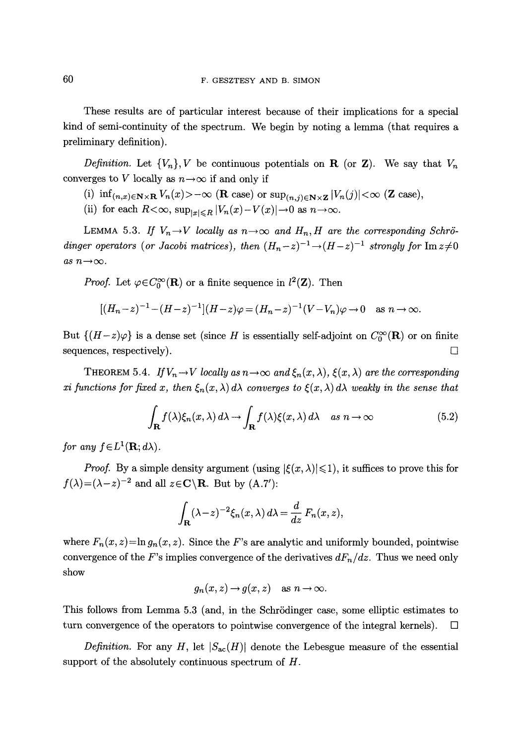These results are of particular interest because of their implications for a special kind of semi-continuity of the spectrum. We begin by noting a lemma (that requires a preliminary definition).

*Definition.* Let $\{V_n\}, V$ be continuous potentials on $\mathbf{R}$ (or $\mathbf{Z}$). We say that $V_n$ converges to $V$ locally as $n\to\infty$ if and only if

(i) $\inf_{(n,x)\in\mathbf{N}\times\mathbf{R}} V_n(x) > -\infty$ ($\mathbf{R}$ case) or $\sup_{(n,j)\in\mathbf{N}\times\mathbf{Z}} |V_n(j)|<\infty$ ($\mathbf{Z}$ case),

(ii) for each $R<\infty$, $\sup_{|x|\leqslant R} |V_n(x)-V(x)|\to 0$ as $n\to\infty$.

LEMMA 5.3. *If $V_n\to V$ locally as $n\to\infty$ and $H_n, H$ are the corresponding Schrödinger operators (or Jacobi matrices), then $(H_n-z)^{-1}\to(H-z)^{-1}$ strongly for $\operatorname{Im} z\neq 0$ as $n\to\infty$.*

*Proof.* Let $\varphi\in C_0^\infty(\mathbf{R})$ or a finite sequence in $l^2(\mathbf{Z})$. Then

$$[(H_n-z)^{-1}-(H-z)^{-1}](H-z)\varphi = (H_n-z)^{-1}(V-V_n)\varphi \to 0 \quad \text{as } n\to\infty.$$

But $\{(H-z)\varphi\}$ is a dense set (since $H$ is essentially self-adjoint on $C_0^\infty(\mathbf{R})$ or on finite sequences, respectively). $\square$

THEOREM 5.4. *If $V_n\to V$ locally as $n\to\infty$ and $\xi_n(x,\lambda)$, $\xi(x,\lambda)$ are the corresponding xi functions for fixed $x$, then $\xi_n(x,\lambda)\,d\lambda$ converges to $\xi(x,\lambda)\,d\lambda$ weakly in the sense that*

$$\int_{\mathbf{R}} f(\lambda)\xi_n(x,\lambda)\,d\lambda \to \int_{\mathbf{R}} f(\lambda)\xi(x,\lambda)\,d\lambda \quad \text{as } n\to\infty \tag{5.2}$$

*for any $f\in L^1(\mathbf{R};d\lambda)$.*

*Proof.* By a simple density argument (using $|\xi(x,\lambda)|\leqslant 1$), it suffices to prove this for $f(\lambda)=(\lambda-z)^{-2}$ and all $z\in\mathbf{C}\backslash\mathbf{R}$. But by (A.7′):

$$\int_{\mathbf{R}} (\lambda-z)^{-2}\xi_n(x,\lambda)\,d\lambda = \frac{d}{dz}F_n(x,z),$$

where $F_n(x,z)=\ln g_n(x,z)$. Since the $F$'s are analytic and uniformly bounded, pointwise convergence of the $F$'s implies convergence of the derivatives $dF_n/dz$. Thus we need only show

$$g_n(x,z)\to g(x,z) \quad \text{as } n\to\infty.$$

This follows from Lemma 5.3 (and, in the Schrödinger case, some elliptic estimates to turn convergence of the operators to pointwise convergence of the integral kernels). $\square$

*Definition.* For any $H$, let $|S_{\mathrm{ac}}(H)|$ denote the Lebesgue measure of the essential support of the absolutely continuous spectrum of $H$.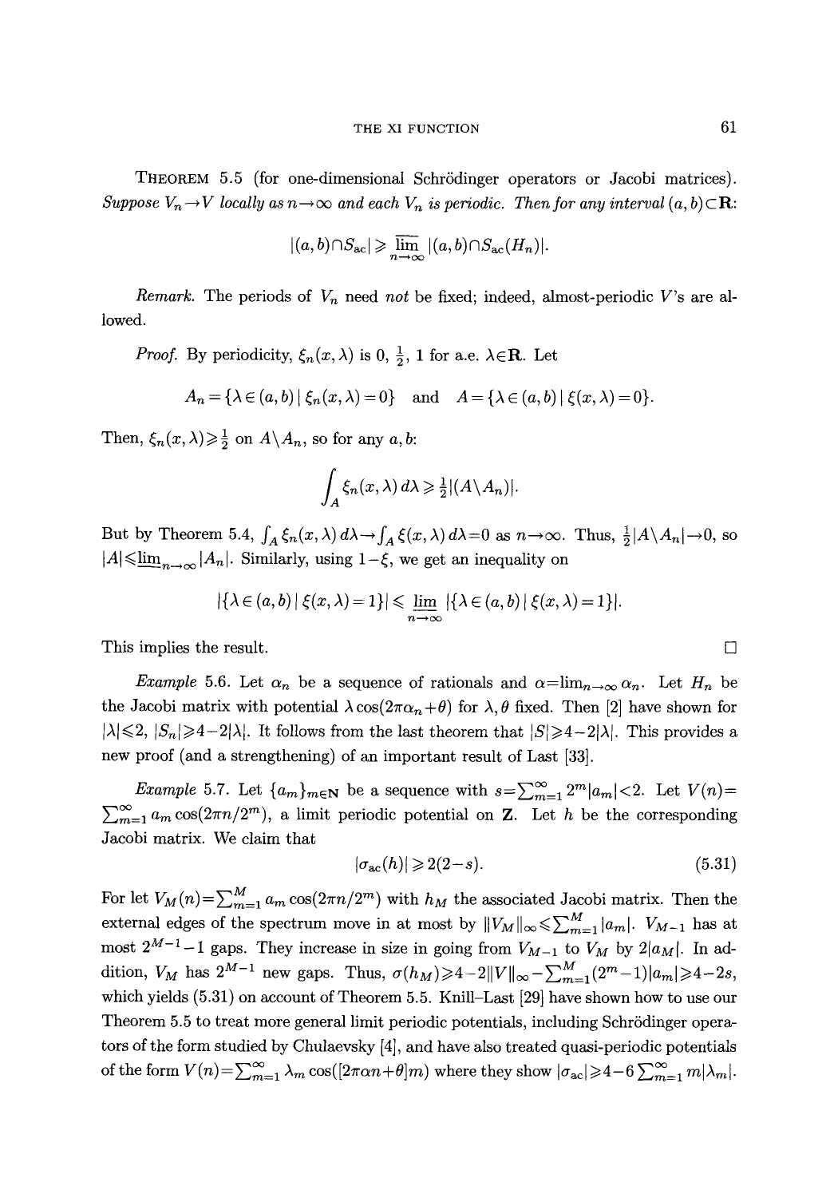**Theorem 5.5** (for one-dimensional Schrödinger operators or Jacobi matrices). *Suppose $V_n \to V$ locally as $n\to\infty$ and each $V_n$ is periodic. Then for any interval $(a,b)\subset \mathbf{R}$:*

$$|(a,b)\cap S_{\mathrm{ac}}| \geqslant \overline{\lim_{n\to\infty}}\, |(a,b)\cap S_{\mathrm{ac}}(H_n)|.$$

*Remark.* The periods of $V_n$ need *not* be fixed; indeed, almost-periodic $V$'s are allowed.

*Proof.* By periodicity, $\xi_n(x,\lambda)$ is $0, \frac{1}{2}, 1$ for a.e. $\lambda\in\mathbf{R}$. Let

$$A_n = \{\lambda\in(a,b) \mid \xi_n(x,\lambda)=0\} \quad\text{and}\quad A=\{\lambda\in(a,b)\mid \xi(x,\lambda)=0\}.$$

Then, $\xi_n(x,\lambda)\geqslant\frac{1}{2}$ on $A\backslash A_n$, so for any $a,b$:

$$\int_A \xi_n(x,\lambda)\,d\lambda \geqslant \tfrac{1}{2}|(A\backslash A_n)|.$$

But by Theorem 5.4, $\int_A \xi_n(x,\lambda)\,d\lambda \to \int_A \xi(x,\lambda)\,d\lambda=0$ as $n\to\infty$. Thus, $\frac{1}{2}|A\backslash A_n|\to 0$, so $|A|\leqslant \underline{\lim}_{n\to\infty}|A_n|$. Similarly, using $1-\xi$, we get an inequality on

$$|\{\lambda\in(a,b)\mid \xi(x,\lambda)=1\}| \leqslant \underline{\lim_{n\to\infty}}\, |\{\lambda\in(a,b)\mid\xi(x,\lambda)=1\}|.$$

This implies the result. $\square$

*Example* 5.6. Let $\alpha_n$ be a sequence of rationals and $\alpha=\lim_{n\to\infty}\alpha_n$. Let $H_n$ be the Jacobi matrix with potential $\lambda\cos(2\pi\alpha_n+\theta)$ for $\lambda,\theta$ fixed. Then [2] have shown for $|\lambda|\leqslant 2$, $|S_n|\geqslant 4-2|\lambda|$. It follows from the last theorem that $|S|\geqslant 4-2|\lambda|$. This provides a new proof (and a strengthening) of an important result of Last [33].

*Example* 5.7. Let $\{a_m\}_{m\in\mathbf{N}}$ be a sequence with $s=\sum_{m=1}^{\infty}2^m|a_m|<2$. Let $V(n)=\sum_{m=1}^{\infty}a_m\cos(2\pi n/2^m)$, a limit periodic potential on $\mathbf{Z}$. Let $h$ be the corresponding Jacobi matrix. We claim that

$$|\sigma_{\mathrm{ac}}(h)|\geqslant 2(2-s). \tag{5.31}$$

For let $V_M(n)=\sum_{m=1}^{M}a_m\cos(2\pi n/2^m)$ with $h_M$ the associated Jacobi matrix. Then the external edges of the spectrum move in at most by $\|V_M\|_\infty\leqslant\sum_{m=1}^{M}|a_m|$. $V_{M-1}$ has at most $2^{M-1}-1$ gaps. They increase in size in going from $V_{M-1}$ to $V_M$ by $2|a_M|$. In addition, $V_M$ has $2^{M-1}$ new gaps. Thus, $\sigma(h_M)\geqslant 4-2\|V\|_\infty-\sum_{m=1}^{M}(2^m-1)|a_m|\geqslant 4-2s$, which yields (5.31) on account of Theorem 5.5. Knill–Last [29] have shown how to use our Theorem 5.5 to treat more general limit periodic potentials, including Schrödinger operators of the form studied by Chulaevsky [4], and have also treated quasi-periodic potentials of the form $V(n)=\sum_{m=1}^{\infty}\lambda_m\cos([2\pi\alpha n+\theta]m)$ where they show $|\sigma_{\mathrm{ac}}|\geqslant 4-6\sum_{m=1}^{\infty}m|\lambda_m|$.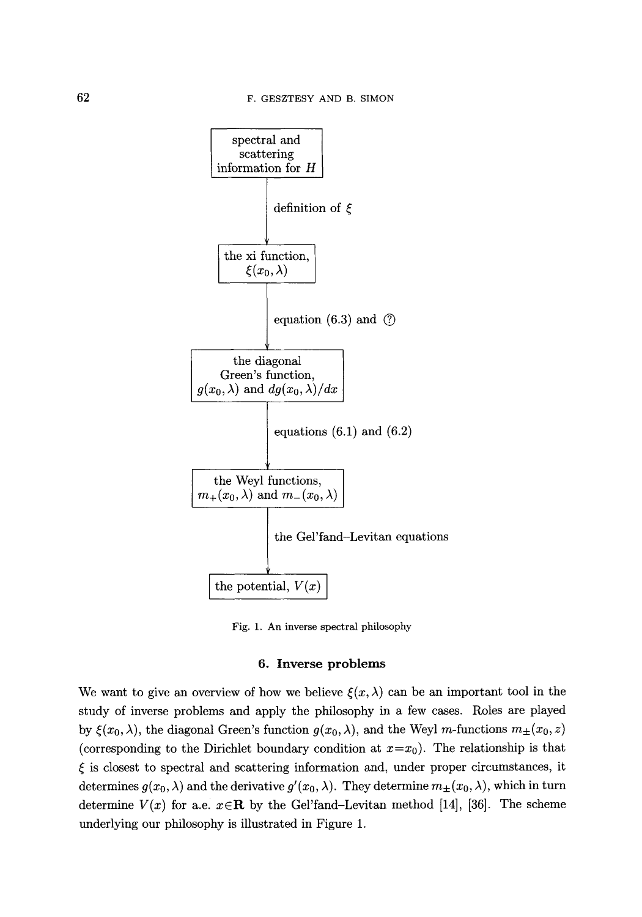spectral and scattering information for $H$

↓ definition of $\xi$

the xi function, $\xi(x_0, \lambda)$

↓ equation (6.3) and ⑦

the diagonal Green's function, $g(x_0, \lambda)$ and $dg(x_0, \lambda)/dx$

↓ equations (6.1) and (6.2)

the Weyl functions, $m_+(x_0, \lambda)$ and $m_-(x_0, \lambda)$

↓ the Gel'fand–Levitan equations

the potential, $V(x)$

Fig. 1. An inverse spectral philosophy

## 6. Inverse problems

We want to give an overview of how we believe $\xi(x, \lambda)$ can be an important tool in the study of inverse problems and apply the philosophy in a few cases. Roles are played by $\xi(x_0, \lambda)$, the diagonal Green's function $g(x_0, \lambda)$, and the Weyl $m$-functions $m_\pm(x_0, z)$ (corresponding to the Dirichlet boundary condition at $x = x_0$). The relationship is that $\xi$ is closest to spectral and scattering information and, under proper circumstances, it determines $g(x_0, \lambda)$ and the derivative $g'(x_0, \lambda)$. They determine $m_\pm(x_0, \lambda)$, which in turn determine $V(x)$ for a.e. $x \in \mathbf{R}$ by the Gel'fand–Levitan method [14], [36]. The scheme underlying our philosophy is illustrated in Figure 1.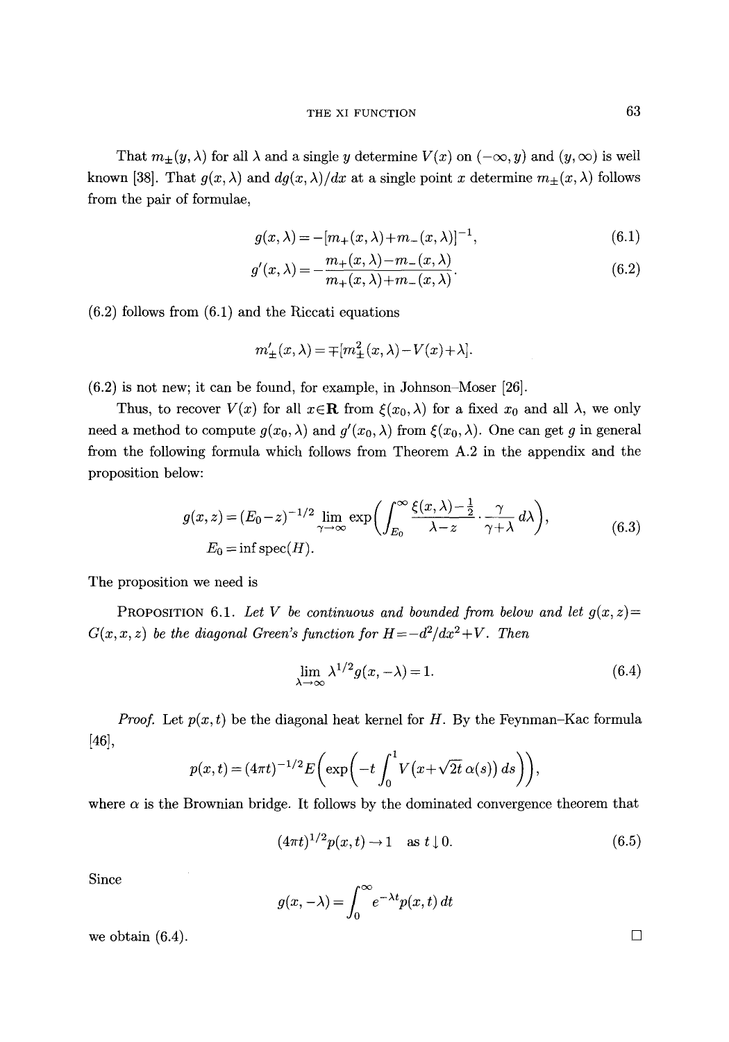That $m_\pm(y,\lambda)$ for all $\lambda$ and a single $y$ determine $V(x)$ on $(-\infty, y)$ and $(y,\infty)$ is well known [38]. That $g(x,\lambda)$ and $dg(x,\lambda)/dx$ at a single point $x$ determine $m_\pm(x,\lambda)$ follows from the pair of formulae,

$$g(x,\lambda) = -[m_+(x,\lambda)+m_-(x,\lambda)]^{-1}, \tag{6.1}$$

$$g'(x,\lambda) = -\frac{m_+(x,\lambda)-m_-(x,\lambda)}{m_+(x,\lambda)+m_-(x,\lambda)}. \tag{6.2}$$

(6.2) follows from (6.1) and the Riccati equations

$$m'_\pm(x,\lambda) = \mp[m_\pm^2(x,\lambda)-V(x)+\lambda].$$

(6.2) is not new; it can be found, for example, in Johnson–Moser [26].

Thus, to recover $V(x)$ for all $x\in\mathbf{R}$ from $\xi(x_0,\lambda)$ for a fixed $x_0$ and all $\lambda$, we only need a method to compute $g(x_0,\lambda)$ and $g'(x_0,\lambda)$ from $\xi(x_0,\lambda)$. One can get $g$ in general from the following formula which follows from Theorem A.2 in the appendix and the proposition below:

$$\begin{aligned} g(x,z) &= (E_0-z)^{-1/2}\lim_{\gamma\to\infty}\exp\biggl(\int_{E_0}^\infty \frac{\xi(x,\lambda)-\frac{1}{2}}{\lambda-z}\cdot\frac{\gamma}{\gamma+\lambda}\,d\lambda\biggr), \\ E_0 &= \inf \operatorname{spec}(H). \end{aligned} \tag{6.3}$$

The proposition we need is

PROPOSITION 6.1. *Let $V$ be continuous and bounded from below and let $g(x,z) = G(x,x,z)$ be the diagonal Green's function for $H=-d^2/dx^2+V$. Then*

$$\lim_{\lambda\to\infty}\lambda^{1/2}g(x,-\lambda) = 1. \tag{6.4}$$

*Proof.* Let $p(x,t)$ be the diagonal heat kernel for $H$. By the Feynman–Kac formula [46],

$$p(x,t) = (4\pi t)^{-1/2}E\biggl(\exp\biggl(-t\int_0^1 V\bigl(x+\sqrt{2t}\,\alpha(s)\bigr)\,ds\biggr)\biggr),$$

where $\alpha$ is the Brownian bridge. It follows by the dominated convergence theorem that

$$(4\pi t)^{1/2}p(x,t)\to 1 \quad \text{as } t\downarrow 0. \tag{6.5}$$

Since

$$g(x,-\lambda) = \int_0^\infty e^{-\lambda t}p(x,t)\,dt$$

we obtain (6.4). □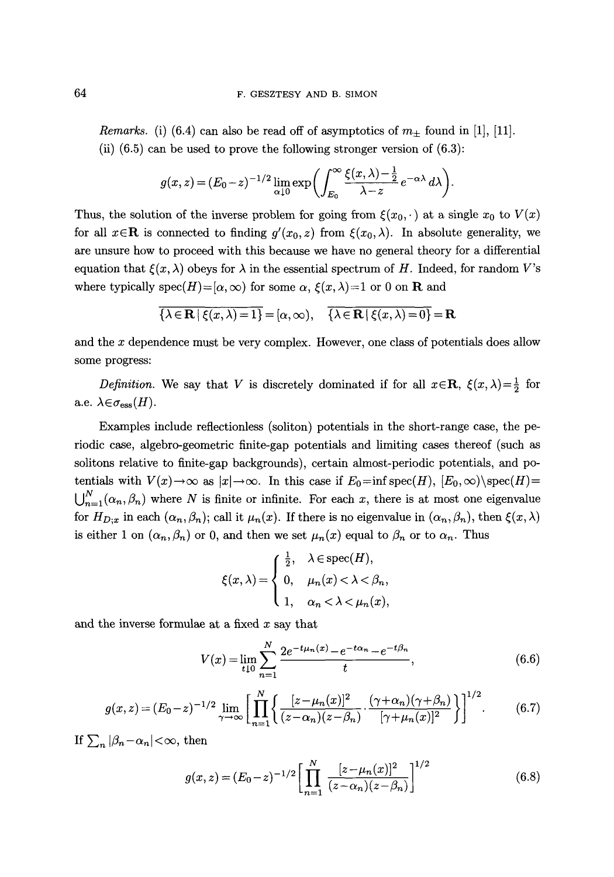*Remarks.* (i) (6.4) can also be read off of asymptotics of $m_\pm$ found in [1], [11].

(ii) (6.5) can be used to prove the following stronger version of (6.3):

$$g(x,z) = (E_0 - z)^{-1/2} \lim_{\alpha\downarrow 0} \exp\left( \int_{E_0}^{\infty} \frac{\xi(x,\lambda) - \frac{1}{2}}{\lambda - z} e^{-\alpha\lambda} \, d\lambda \right).$$

Thus, the solution of the inverse problem for going from $\xi(x_0, \cdot\,)$ at a single $x_0$ to $V(x)$ for all $x \in \mathbf{R}$ is connected to finding $g'(x_0, z)$ from $\xi(x_0, \lambda)$. In absolute generality, we are unsure how to proceed with this because we have no general theory for a differential equation that $\xi(x,\lambda)$ obeys for $\lambda$ in the essential spectrum of $H$. Indeed, for random $V$'s where typically $\operatorname{spec}(H) = [\alpha, \infty)$ for some $\alpha$, $\xi(x,\lambda) = 1$ or $0$ on $\mathbf{R}$ and

$$\overline{\{\lambda \in \mathbf{R} \mid \xi(x,\lambda) = 1\}} = [\alpha, \infty), \quad \overline{\{\lambda \in \mathbf{R} \mid \xi(x,\lambda) = 0\}} = \mathbf{R}$$

and the $x$ dependence must be very complex. However, one class of potentials does allow some progress:

*Definition.* We say that $V$ is discretely dominated if for all $x \in \mathbf{R}$, $\xi(x,\lambda) = \frac{1}{2}$ for a.e. $\lambda \in \sigma_{\mathrm{ess}}(H)$.

Examples include reflectionless (soliton) potentials in the short-range case, the periodic case, algebro-geometric finite-gap potentials and limiting cases thereof (such as solitons relative to finite-gap backgrounds), certain almost-periodic potentials, and potentials with $V(x) \to \infty$ as $|x| \to \infty$. In this case if $E_0 = \inf \operatorname{spec}(H)$, $[E_0, \infty) \setminus \operatorname{spec}(H) = \bigcup_{n=1}^{N} (\alpha_n, \beta_n)$ where $N$ is finite or infinite. For each $x$, there is at most one eigenvalue for $H_{D;x}$ in each $(\alpha_n, \beta_n)$; call it $\mu_n(x)$. If there is no eigenvalue in $(\alpha_n, \beta_n)$, then $\xi(x,\lambda)$ is either 1 on $(\alpha_n, \beta_n)$ or 0, and then we set $\mu_n(x)$ equal to $\beta_n$ or to $\alpha_n$. Thus

$$\xi(x,\lambda) = \begin{cases} \frac{1}{2}, & \lambda \in \operatorname{spec}(H), \\ 0, & \mu_n(x) < \lambda < \beta_n, \\ 1, & \alpha_n < \lambda < \mu_n(x), \end{cases}$$

and the inverse formulae at a fixed $x$ say that

$$V(x) = \lim_{t\downarrow 0} \sum_{n=1}^{N} \frac{2e^{-t\mu_n(x)} - e^{-t\alpha_n} - e^{-t\beta_n}}{t}, \tag{6.6}$$

$$g(x,z) = (E_0 - z)^{-1/2} \lim_{\gamma\to\infty} \left[ \prod_{n=1}^{N} \left\{ \frac{[z - \mu_n(x)]^2}{(z-\alpha_n)(z-\beta_n)} \cdot \frac{(\gamma+\alpha_n)(\gamma+\beta_n)}{[\gamma + \mu_n(x)]^2} \right\} \right]^{1/2}. \tag{6.7}$$

If $\sum_n |\beta_n - \alpha_n| < \infty$, then

$$g(x,z) = (E_0 - z)^{-1/2} \left[ \prod_{n=1}^{N} \frac{[z - \mu_n(x)]^2}{(z-\alpha_n)(z-\beta_n)} \right]^{1/2} \tag{6.8}$$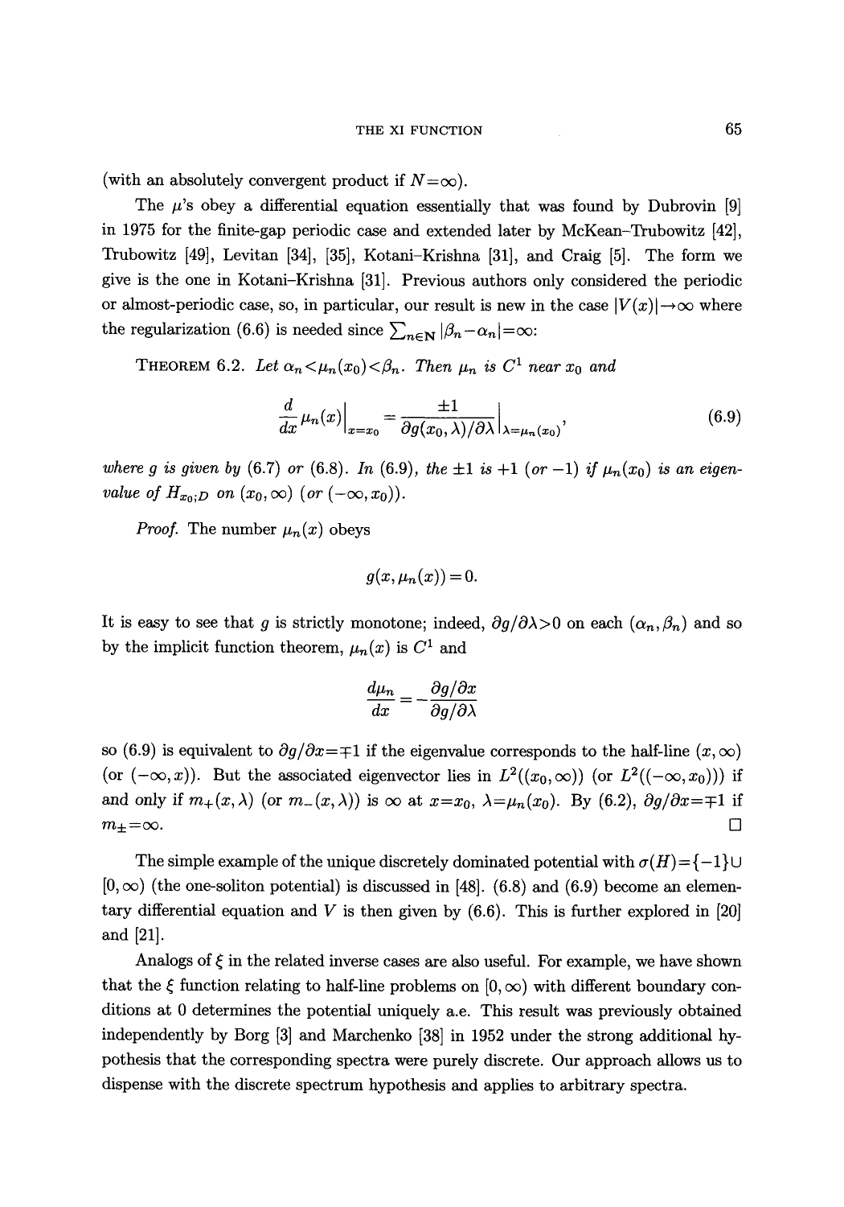(with an absolutely convergent product if $N=\infty$).

The $\mu$'s obey a differential equation essentially that was found by Dubrovin [9] in 1975 for the finite-gap periodic case and extended later by McKean–Trubowitz [42], Trubowitz [49], Levitan [34], [35], Kotani–Krishna [31], and Craig [5]. The form we give is the one in Kotani–Krishna [31]. Previous authors only considered the periodic or almost-periodic case, so, in particular, our result is new in the case $|V(x)|\to\infty$ where the regularization (6.6) is needed since $\sum_{n\in\mathbf{N}}|\beta_n-\alpha_n|=\infty$:

THEOREM 6.2. *Let $\alpha_n<\mu_n(x_0)<\beta_n$. Then $\mu_n$ is $C^1$ near $x_0$ and*

$$\frac{d}{dx}\mu_n(x)\Big|_{x=x_0}=\frac{\pm 1}{\partial g(x_0,\lambda)/\partial\lambda}\Big|_{\lambda=\mu_n(x_0)},\tag{6.9}$$

*where $g$ is given by (6.7) or (6.8). In (6.9), the $\pm 1$ is $+1$ (or $-1$) if $\mu_n(x_0)$ is an eigenvalue of $H_{x_0;D}$ on $(x_0,\infty)$ (or $(-\infty,x_0)$).*

*Proof.* The number $\mu_n(x)$ obeys

$$g(x,\mu_n(x))=0.$$

It is easy to see that $g$ is strictly monotone; indeed, $\partial g/\partial\lambda>0$ on each $(\alpha_n,\beta_n)$ and so by the implicit function theorem, $\mu_n(x)$ is $C^1$ and

$$\frac{d\mu_n}{dx}=-\frac{\partial g/\partial x}{\partial g/\partial\lambda}$$

so (6.9) is equivalent to $\partial g/\partial x=\mp 1$ if the eigenvalue corresponds to the half-line $(x,\infty)$ (or $(-\infty,x)$). But the associated eigenvector lies in $L^2((x_0,\infty))$ (or $L^2((-\infty,x_0))$) if and only if $m_+(x,\lambda)$ (or $m_-(x,\lambda)$) is $\infty$ at $x=x_0$, $\lambda=\mu_n(x_0)$. By (6.2), $\partial g/\partial x=\mp 1$ if $m_\pm=\infty$. $\square$

The simple example of the unique discretely dominated potential with $\sigma(H)=\{-1\}\cup[0,\infty)$ (the one-soliton potential) is discussed in [48]. (6.8) and (6.9) become an elementary differential equation and $V$ is then given by (6.6). This is further explored in [20] and [21].

Analogs of $\xi$ in the related inverse cases are also useful. For example, we have shown that the $\xi$ function relating to half-line problems on $[0,\infty)$ with different boundary conditions at 0 determines the potential uniquely a.e. This result was previously obtained independently by Borg [3] and Marchenko [38] in 1952 under the strong additional hypothesis that the corresponding spectra were purely discrete. Our approach allows us to dispense with the discrete spectrum hypothesis and applies to arbitrary spectra.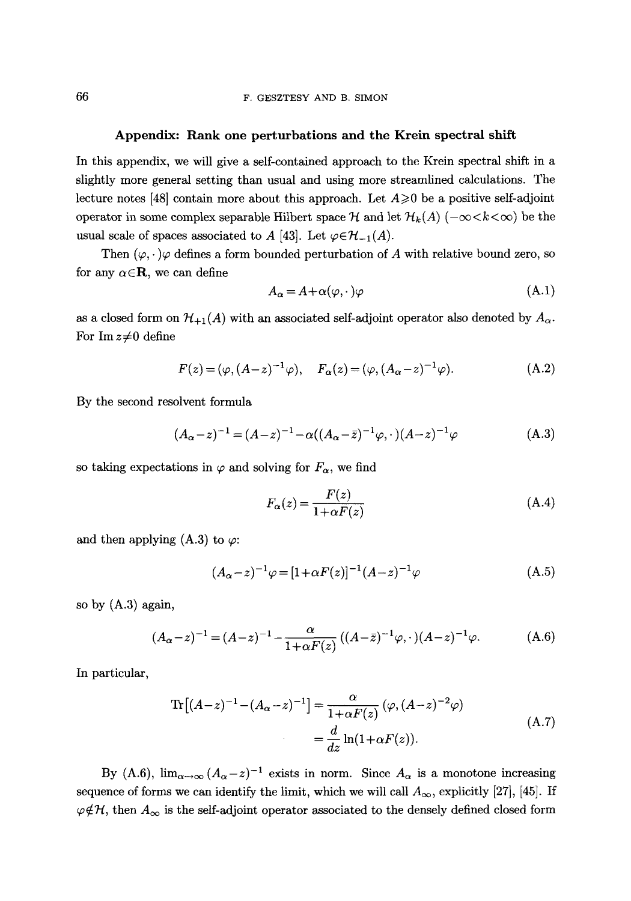## Appendix: Rank one perturbations and the Krein spectral shift

In this appendix, we will give a self-contained approach to the Krein spectral shift in a slightly more general setting than usual and using more streamlined calculations. The lecture notes [48] contain more about this approach. Let $A \geqslant 0$ be a positive self-adjoint operator in some complex separable Hilbert space $\mathcal{H}$ and let $\mathcal{H}_k(A)$ $(-\infty < k < \infty)$ be the usual scale of spaces associated to $A$ [43]. Let $\varphi \in \mathcal{H}_{-1}(A)$.

Then $(\varphi, \cdot)\varphi$ defines a form bounded perturbation of $A$ with relative bound zero, so for any $\alpha \in \mathbf{R}$, we can define

$$A_\alpha = A + \alpha(\varphi, \cdot)\varphi \tag{A.1}$$

as a closed form on $\mathcal{H}_{+1}(A)$ with an associated self-adjoint operator also denoted by $A_\alpha$. For $\operatorname{Im} z \neq 0$ define

$$F(z) = (\varphi, (A-z)^{-1}\varphi), \quad F_\alpha(z) = (\varphi, (A_\alpha - z)^{-1}\varphi). \tag{A.2}$$

By the second resolvent formula

$$(A_\alpha - z)^{-1} = (A-z)^{-1} - \alpha((A_\alpha - \bar{z})^{-1}\varphi, \cdot)(A-z)^{-1}\varphi \tag{A.3}$$

so taking expectations in $\varphi$ and solving for $F_\alpha$, we find

$$F_\alpha(z) = \frac{F(z)}{1+\alpha F(z)} \tag{A.4}$$

and then applying (A.3) to $\varphi$:

$$(A_\alpha - z)^{-1}\varphi = [1+\alpha F(z)]^{-1}(A-z)^{-1}\varphi \tag{A.5}$$

so by (A.3) again,

$$(A_\alpha - z)^{-1} = (A-z)^{-1} - \frac{\alpha}{1+\alpha F(z)}((A-\bar{z})^{-1}\varphi, \cdot)(A-z)^{-1}\varphi. \tag{A.6}$$

In particular,

$$\begin{aligned} \operatorname{Tr}\left[(A-z)^{-1} - (A_\alpha - z)^{-1}\right] &= \frac{\alpha}{1+\alpha F(z)}(\varphi, (A-z)^{-2}\varphi) \\ &= \frac{d}{dz}\ln(1+\alpha F(z)). \end{aligned} \tag{A.7}$$

By (A.6), $\lim_{\alpha\to\infty}(A_\alpha - z)^{-1}$ exists in norm. Since $A_\alpha$ is a monotone increasing sequence of forms we can identify the limit, which we will call $A_\infty$, explicitly [27], [45]. If $\varphi \notin \mathcal{H}$, then $A_\infty$ is the self-adjoint operator associated to the densely defined closed form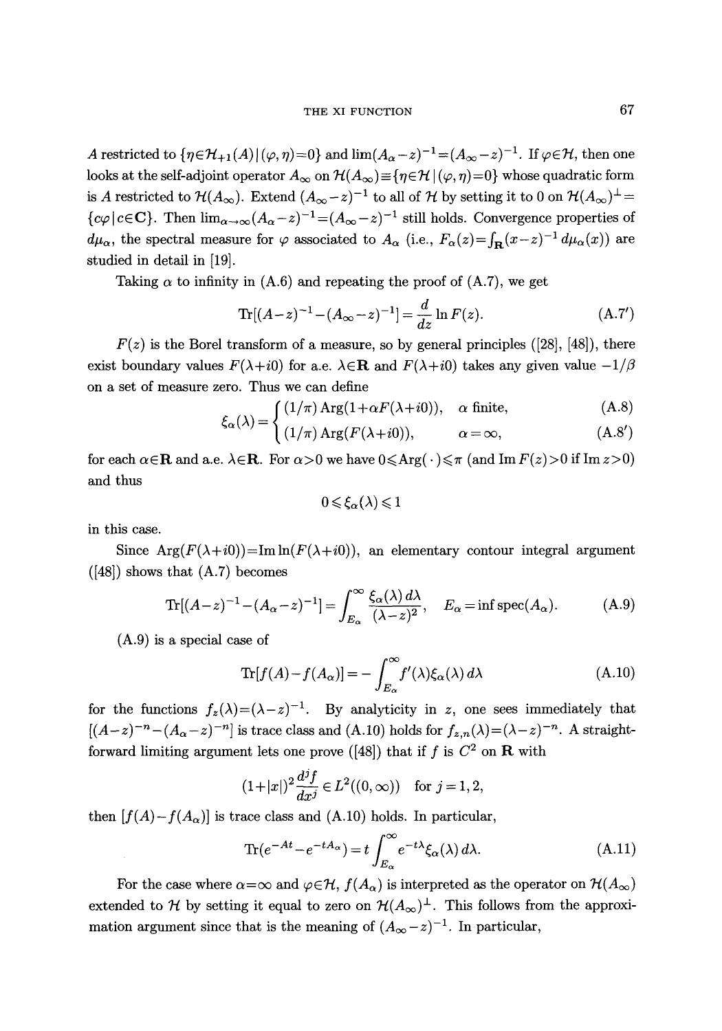$A$ restricted to $\{\eta \in \mathcal{H}_{+1}(A) \,|\, (\varphi, \eta) = 0\}$ and $\lim (A_\alpha - z)^{-1} = (A_\infty - z)^{-1}$. If $\varphi \in \mathcal{H}$, then one looks at the self-adjoint operator $A_\infty$ on $\mathcal{H}(A_\infty) \equiv \{\eta \in \mathcal{H} \,|\, (\varphi, \eta) = 0\}$ whose quadratic form is $A$ restricted to $\mathcal{H}(A_\infty)$. Extend $(A_\infty - z)^{-1}$ to all of $\mathcal{H}$ by setting it to 0 on $\mathcal{H}(A_\infty)^\perp = \{c\varphi \,|\, c \in \mathbf{C}\}$. Then $\lim_{\alpha\to\infty} (A_\alpha - z)^{-1} = (A_\infty - z)^{-1}$ still holds. Convergence properties of $d\mu_\alpha$, the spectral measure for $\varphi$ associated to $A_\alpha$ (i.e., $F_\alpha(z) = \int_{\mathbf{R}} (x-z)^{-1} \, d\mu_\alpha(x)$) are studied in detail in [19].

Taking $\alpha$ to infinity in (A.6) and repeating the proof of (A.7), we get

$$\operatorname{Tr}[(A-z)^{-1} - (A_\infty - z)^{-1}] = \frac{d}{dz} \ln F(z). \tag{A.7$'$}$$

$F(z)$ is the Borel transform of a measure, so by general principles ([28], [48]), there exist boundary values $F(\lambda + i0)$ for a.e. $\lambda \in \mathbf{R}$ and $F(\lambda + i0)$ takes any given value $-1/\beta$ on a set of measure zero. Thus we can define

$$\xi_\alpha(\lambda) = \begin{cases} (1/\pi) \operatorname{Arg}(1 + \alpha F(\lambda + i0)), & \alpha \text{ finite}, \quad \text{(A.8)} \\ (1/\pi) \operatorname{Arg}(F(\lambda + i0)), & \alpha = \infty, \quad \text{(A.8$'$)} \end{cases}$$

for each $\alpha \in \mathbf{R}$ and a.e. $\lambda \in \mathbf{R}$. For $\alpha > 0$ we have $0 \leqslant \operatorname{Arg}(\,\cdot\,) \leqslant \pi$ (and $\operatorname{Im} F(z) > 0$ if $\operatorname{Im} z > 0$) and thus

$$0 \leqslant \xi_\alpha(\lambda) \leqslant 1$$

in this case.

Since $\operatorname{Arg}(F(\lambda + i0)) = \operatorname{Im} \ln(F(\lambda + i0))$, an elementary contour integral argument ([48]) shows that (A.7) becomes

$$\operatorname{Tr}[(A-z)^{-1} - (A_\alpha - z)^{-1}] = \int_{E_\alpha}^{\infty} \frac{\xi_\alpha(\lambda) \, d\lambda}{(\lambda - z)^2}, \quad E_\alpha = \inf \operatorname{spec}(A_\alpha). \tag{A.9}$$

(A.9) is a special case of

$$\operatorname{Tr}[f(A) - f(A_\alpha)] = -\int_{E_\alpha}^{\infty} f'(\lambda) \xi_\alpha(\lambda) \, d\lambda \tag{A.10}$$

for the functions $f_z(\lambda) = (\lambda - z)^{-1}$. By analyticity in $z$, one sees immediately that $[(A-z)^{-n} - (A_\alpha - z)^{-n}]$ is trace class and (A.10) holds for $f_{z,n}(\lambda) = (\lambda - z)^{-n}$. A straightforward limiting argument lets one prove ([48]) that if $f$ is $C^2$ on $\mathbf{R}$ with

$$(1 + |x|)^2 \frac{d^j f}{dx^j} \in L^2((0, \infty)) \quad \text{for } j = 1, 2,$$

then $[f(A) - f(A_\alpha)]$ is trace class and (A.10) holds. In particular,

$$\operatorname{Tr}(e^{-At} - e^{-tA_\alpha}) = t \int_{E_\alpha}^{\infty} e^{-t\lambda} \xi_\alpha(\lambda) \, d\lambda. \tag{A.11}$$

For the case where $\alpha = \infty$ and $\varphi \in \mathcal{H}$, $f(A_\alpha)$ is interpreted as the operator on $\mathcal{H}(A_\infty)$ extended to $\mathcal{H}$ by setting it equal to zero on $\mathcal{H}(A_\infty)^\perp$. This follows from the approximation argument since that is the meaning of $(A_\infty - z)^{-1}$. In particular,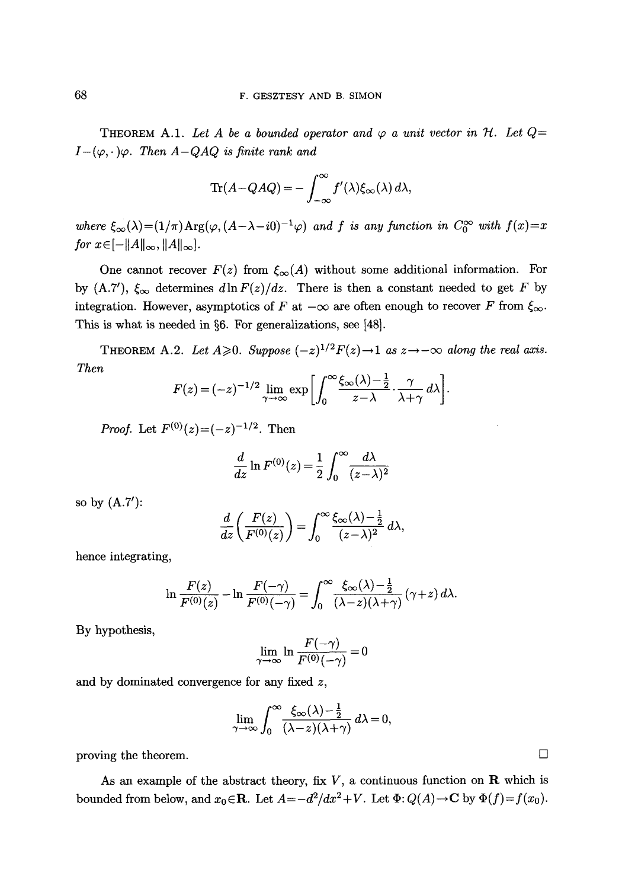**Theorem A.1.** *Let $A$ be a bounded operator and $\varphi$ a unit vector in $\mathcal{H}$. Let $Q = I - (\varphi, \cdot\,)\varphi$. Then $A - QAQ$ is finite rank and*

$$\operatorname{Tr}(A - QAQ) = -\int_{-\infty}^{\infty} f'(\lambda)\xi_\infty(\lambda)\,d\lambda,$$

*where $\xi_\infty(\lambda) = (1/\pi)\operatorname{Arg}(\varphi, (A - \lambda - i0)^{-1}\varphi)$ and $f$ is any function in $C_0^\infty$ with $f(x) = x$ for $x \in [-\|A\|_\infty, \|A\|_\infty]$.*

One cannot recover $F(z)$ from $\xi_\infty(A)$ without some additional information. For by (A.7′), $\xi_\infty$ determines $d \ln F(z)/dz$. There is then a constant needed to get $F$ by integration. However, asymptotics of $F$ at $-\infty$ are often enough to recover $F$ from $\xi_\infty$. This is what is needed in §6. For generalizations, see [48].

**Theorem A.2.** *Let $A \geqslant 0$. Suppose $(-z)^{1/2}F(z) \to 1$ as $z \to -\infty$ along the real axis. Then*

$$F(z) = (-z)^{-1/2} \lim_{\gamma \to \infty} \exp\left[\int_0^\infty \frac{\xi_\infty(\lambda) - \frac{1}{2}}{z - \lambda} \cdot \frac{\gamma}{\lambda + \gamma}\,d\lambda\right].$$

*Proof.* Let $F^{(0)}(z) = (-z)^{-1/2}$. Then

$$\frac{d}{dz} \ln F^{(0)}(z) = \frac{1}{2} \int_0^\infty \frac{d\lambda}{(z - \lambda)^2}$$

so by (A.7′):

$$\frac{d}{dz}\left(\frac{F(z)}{F^{(0)}(z)}\right) = \int_0^\infty \frac{\xi_\infty(\lambda) - \frac{1}{2}}{(z - \lambda)^2}\,d\lambda,$$

hence integrating,

$$\ln \frac{F(z)}{F^{(0)}(z)} - \ln \frac{F(-\gamma)}{F^{(0)}(-\gamma)} = \int_0^\infty \frac{\xi_\infty(\lambda) - \frac{1}{2}}{(\lambda - z)(\lambda + \gamma)}(\gamma + z)\,d\lambda.$$

By hypothesis,

$$\lim_{\gamma \to \infty} \ln \frac{F(-\gamma)}{F^{(0)}(-\gamma)} = 0$$

and by dominated convergence for any fixed $z$,

$$\lim_{\gamma \to \infty} \int_0^\infty \frac{\xi_\infty(\lambda) - \frac{1}{2}}{(\lambda - z)(\lambda + \gamma)}\,d\lambda = 0,$$

proving the theorem. $\square$

As an example of the abstract theory, fix $V$, a continuous function on $\mathbf{R}$ which is bounded from below, and $x_0 \in \mathbf{R}$. Let $A = -d^2/dx^2 + V$. Let $\Phi\colon Q(A) \to \mathbf{C}$ by $\Phi(f) = f(x_0)$.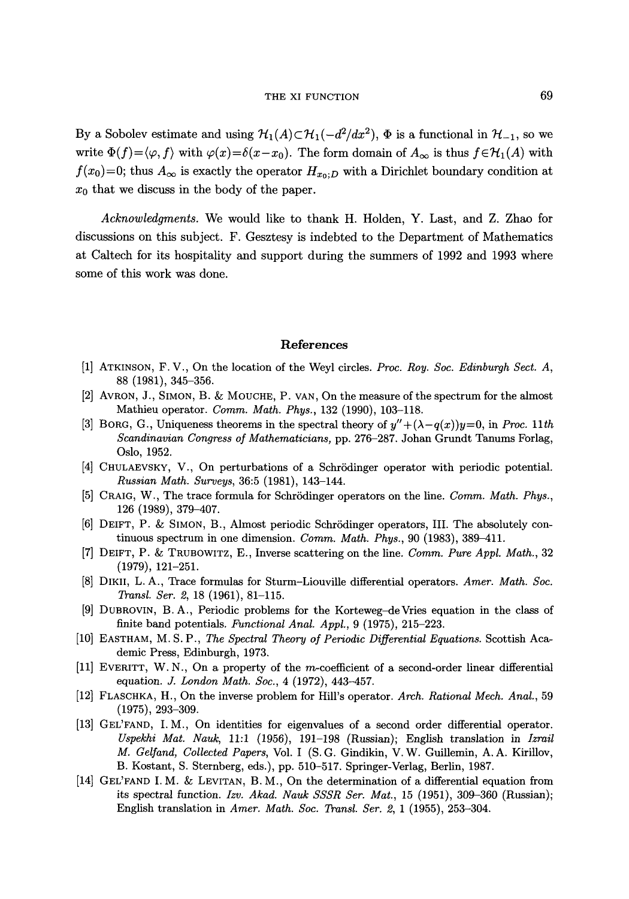By a Sobolev estimate and using $\mathcal{H}_1(A)\subset\mathcal{H}_1(-d^2/dx^2)$, $\Phi$ is a functional in $\mathcal{H}_{-1}$, so we write $\Phi(f)=\langle\varphi,f\rangle$ with $\varphi(x)=\delta(x-x_0)$. The form domain of $A_\infty$ is thus $f\in\mathcal{H}_1(A)$ with $f(x_0)=0$; thus $A_\infty$ is exactly the operator $H_{x_0;D}$ with a Dirichlet boundary condition at $x_0$ that we discuss in the body of the paper.

*Acknowledgments.* We would like to thank H. Holden, Y. Last, and Z. Zhao for discussions on this subject. F. Gesztesy is indebted to the Department of Mathematics at Caltech for its hospitality and support during the summers of 1992 and 1993 where some of this work was done.

## References

[1] Atkinson, F. V., On the location of the Weyl circles. *Proc. Roy. Soc. Edinburgh Sect. A*, 88 (1981), 345–356.

[2] Avron, J., Simon, B. & Mouche, P. van, On the measure of the spectrum for the almost Mathieu operator. *Comm. Math. Phys.*, 132 (1990), 103–118.

[3] Borg, G., Uniqueness theorems in the spectral theory of $y''+(\lambda-q(x))y=0$, in *Proc. 11th Scandinavian Congress of Mathematicians*, pp. 276–287. Johan Grundt Tanums Forlag, Oslo, 1952.

[4] Chulaevsky, V., On perturbations of a Schrödinger operator with periodic potential. *Russian Math. Surveys*, 36:5 (1981), 143–144.

[5] Craig, W., The trace formula for Schrödinger operators on the line. *Comm. Math. Phys.*, 126 (1989), 379–407.

[6] Deift, P. & Simon, B., Almost periodic Schrödinger operators, III. The absolutely continuous spectrum in one dimension. *Comm. Math. Phys.*, 90 (1983), 389–411.

[7] Deift, P. & Trubowitz, E., Inverse scattering on the line. *Comm. Pure Appl. Math.*, 32 (1979), 121–251.

[8] Dikii, L. A., Trace formulas for Sturm–Liouville differential operators. *Amer. Math. Soc. Transl. Ser. 2*, 18 (1961), 81–115.

[9] Dubrovin, B. A., Periodic problems for the Korteweg–de Vries equation in the class of finite band potentials. *Functional Anal. Appl.*, 9 (1975), 215–223.

[10] Eastham, M. S. P., *The Spectral Theory of Periodic Differential Equations*. Scottish Academic Press, Edinburgh, 1973.

[11] Everitt, W. N., On a property of the $m$-coefficient of a second-order linear differential equation. *J. London Math. Soc.*, 4 (1972), 443–457.

[12] Flaschka, H., On the inverse problem for Hill's operator. *Arch. Rational Mech. Anal.*, 59 (1975), 293–309.

[13] Gel'fand, I. M., On identities for eigenvalues of a second order differential operator. *Uspekhi Mat. Nauk*, 11:1 (1956), 191–198 (Russian); English translation in *Izrail M. Gelfand, Collected Papers*, Vol. I (S. G. Gindikin, V. W. Guillemin, A. A. Kirillov, B. Kostant, S. Sternberg, eds.), pp. 510–517. Springer-Verlag, Berlin, 1987.

[14] Gel'fand I. M. & Levitan, B. M., On the determination of a differential equation from its spectral function. *Izv. Akad. Nauk SSSR Ser. Mat.*, 15 (1951), 309–360 (Russian); English translation in *Amer. Math. Soc. Transl. Ser. 2*, 1 (1955), 253–304.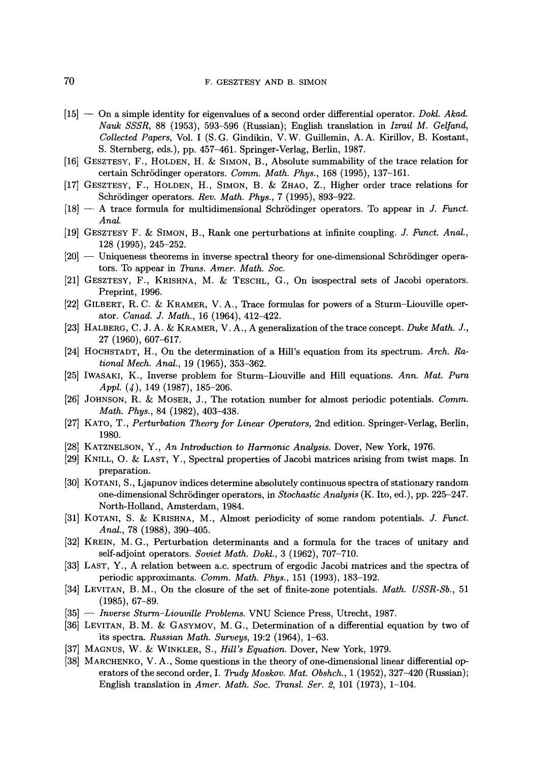[15] — On a simple identity for eigenvalues of a second order differential operator. *Dokl. Akad. Nauk SSSR*, 88 (1953), 593–596 (Russian); English translation in *Izrail M. Gelfand, Collected Papers*, Vol. I (S. G. Gindikin, V. W. Guillemin, A. A. Kirillov, B. Kostant, S. Sternberg, eds.), pp. 457–461. Springer-Verlag, Berlin, 1987.

[16] Gesztesy, F., Holden, H. & Simon, B., Absolute summability of the trace relation for certain Schrödinger operators. *Comm. Math. Phys.*, 168 (1995), 137–161.

[17] Gesztesy, F., Holden, H., Simon, B. & Zhao, Z., Higher order trace relations for Schrödinger operators. *Rev. Math. Phys.*, 7 (1995), 893–922.

[18] — A trace formula for multidimensional Schrödinger operators. To appear in *J. Funct. Anal.*

[19] Gesztesy F. & Simon, B., Rank one perturbations at infinite coupling. *J. Funct. Anal.*, 128 (1995), 245–252.

[20] — Uniqueness theorems in inverse spectral theory for one-dimensional Schrödinger operators. To appear in *Trans. Amer. Math. Soc.*

[21] Gesztesy, F., Krishna, M. & Teschl, G., On isospectral sets of Jacobi operators. Preprint, 1996.

[22] Gilbert, R. C. & Kramer, V. A., Trace formulas for powers of a Sturm–Liouville operator. *Canad. J. Math.*, 16 (1964), 412–422.

[23] Halberg, C. J. A. & Kramer, V. A., A generalization of the trace concept. *Duke Math. J.*, 27 (1960), 607–617.

[24] Hochstadt, H., On the determination of a Hill's equation from its spectrum. *Arch. Rational Mech. Anal.*, 19 (1965), 353–362.

[25] Iwasaki, K., Inverse problem for Sturm–Liouville and Hill equations. *Ann. Mat. Pura Appl.* (4), 149 (1987), 185–206.

[26] Johnson, R. & Moser, J., The rotation number for almost periodic potentials. *Comm. Math. Phys.*, 84 (1982), 403–438.

[27] Kato, T., *Perturbation Theory for Linear Operators*, 2nd edition. Springer-Verlag, Berlin, 1980.

[28] Katznelson, Y., *An Introduction to Harmonic Analysis*. Dover, New York, 1976.

[29] Knill, O. & Last, Y., Spectral properties of Jacobi matrices arising from twist maps. In preparation.

[30] Kotani, S., Ljapunov indices determine absolutely continuous spectra of stationary random one-dimensional Schrödinger operators, in *Stochastic Analysis* (K. Ito, ed.), pp. 225–247. North-Holland, Amsterdam, 1984.

[31] Kotani, S. & Krishna, M., Almost periodicity of some random potentials. *J. Funct. Anal.*, 78 (1988), 390–405.

[32] Krein, M. G., Perturbation determinants and a formula for the traces of unitary and self-adjoint operators. *Soviet Math. Dokl.*, 3 (1962), 707–710.

[33] Last, Y., A relation between a.c. spectrum of ergodic Jacobi matrices and the spectra of periodic approximants. *Comm. Math. Phys.*, 151 (1993), 183–192.

[34] Levitan, B. M., On the closure of the set of finite-zone potentials. *Math. USSR-Sb.*, 51 (1985), 67–89.

[35] — *Inverse Sturm–Liouville Problems*. VNU Science Press, Utrecht, 1987.

[36] Levitan, B. M. & Gasymov, M. G., Determination of a differential equation by two of its spectra. *Russian Math. Surveys*, 19:2 (1964), 1–63.

[37] Magnus, W. & Winkler, S., *Hill's Equation*. Dover, New York, 1979.

[38] Marchenko, V. A., Some questions in the theory of one-dimensional linear differential operators of the second order, I. *Trudy Moskov. Mat. Obshch.*, 1 (1952), 327–420 (Russian); English translation in *Amer. Math. Soc. Transl. Ser. 2*, 101 (1973), 1–104.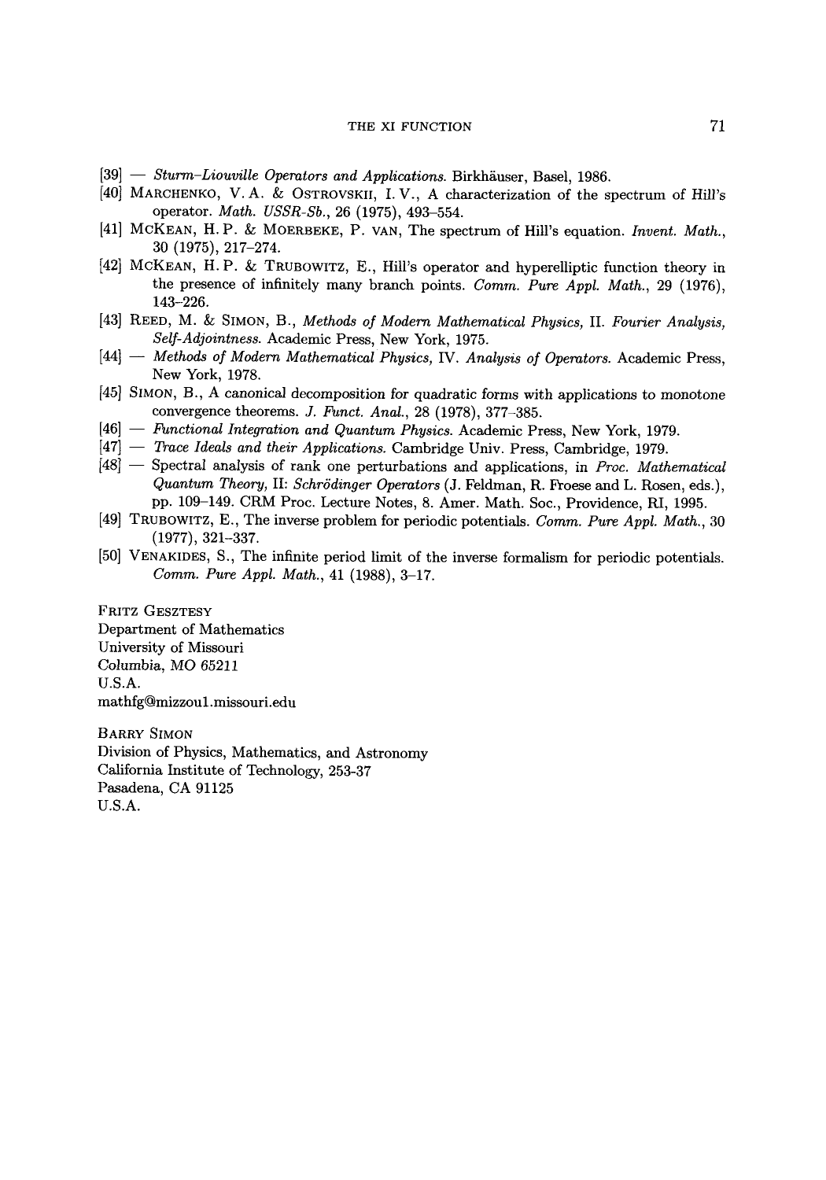[39] — *Sturm–Liouville Operators and Applications.* Birkhäuser, Basel, 1986.

[40] Marchenko, V. A. & Ostrovskii, I. V., A characterization of the spectrum of Hill's operator. *Math. USSR-Sb.*, 26 (1975), 493–554.

[41] McKean, H. P. & Moerbeke, P. van, The spectrum of Hill's equation. *Invent. Math.*, 30 (1975), 217–274.

[42] McKean, H. P. & Trubowitz, E., Hill's operator and hyperelliptic function theory in the presence of infinitely many branch points. *Comm. Pure Appl. Math.*, 29 (1976), 143–226.

[43] Reed, M. & Simon, B., *Methods of Modern Mathematical Physics,* II. *Fourier Analysis, Self-Adjointness.* Academic Press, New York, 1975.

[44] — *Methods of Modern Mathematical Physics,* IV. *Analysis of Operators.* Academic Press, New York, 1978.

[45] Simon, B., A canonical decomposition for quadratic forms with applications to monotone convergence theorems. *J. Funct. Anal.*, 28 (1978), 377–385.

[46] — *Functional Integration and Quantum Physics.* Academic Press, New York, 1979.

[47] — *Trace Ideals and their Applications.* Cambridge Univ. Press, Cambridge, 1979.

[48] — Spectral analysis of rank one perturbations and applications, in *Proc. Mathematical Quantum Theory,* II: *Schrödinger Operators* (J. Feldman, R. Froese and L. Rosen, eds.), pp. 109–149. CRM Proc. Lecture Notes, 8. Amer. Math. Soc., Providence, RI, 1995.

[49] Trubowitz, E., The inverse problem for periodic potentials. *Comm. Pure Appl. Math.*, 30 (1977), 321–337.

[50] Venakides, S., The infinite period limit of the inverse formalism for periodic potentials. *Comm. Pure Appl. Math.*, 41 (1988), 3–17.

Fritz Gesztesy
Department of Mathematics
University of Missouri
Columbia, MO 65211
U.S.A.
mathfg@mizzou1.missouri.edu

Barry Simon
Division of Physics, Mathematics, and Astronomy
California Institute of Technology, 253-37
Pasadena, CA 91125
U.S.A.